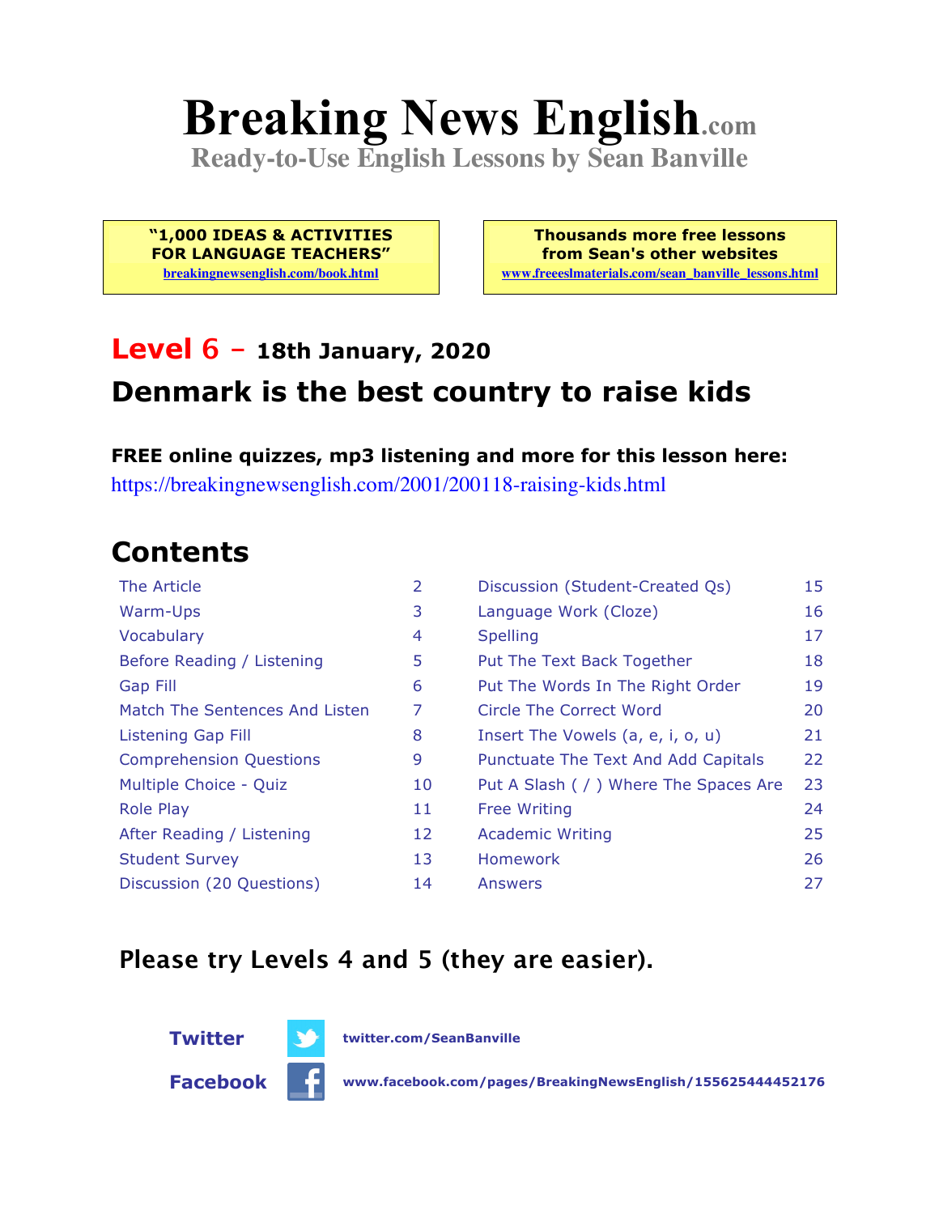# Breaking News English.com

**Ready-to-Use English Lessons by Sean Banville**

**"1,000 IDEAS & ACTIVITIES FOR LANGUAGE TEACHERS"**
breakingnewsenglish.com/book.html

**Thousands more free lessons from Sean's other websites**
www.freeeslmaterials.com/sean_banville_lessons.html

## Level 6 – 18th January, 2020

## Denmark is the best country to raise kids

**FREE online quizzes, mp3 listening and more for this lesson here:**
https://breakingnewsenglish.com/2001/200118-raising-kids.html

## Contents

| | | | |
|---|---|---|---|
| The Article | 2 | Discussion (Student-Created Qs) | 15 |
| Warm-Ups | 3 | Language Work (Cloze) | 16 |
| Vocabulary | 4 | Spelling | 17 |
| Before Reading / Listening | 5 | Put The Text Back Together | 18 |
| Gap Fill | 6 | Put The Words In The Right Order | 19 |
| Match The Sentences And Listen | 7 | Circle The Correct Word | 20 |
| Listening Gap Fill | 8 | Insert The Vowels (a, e, i, o, u) | 21 |
| Comprehension Questions | 9 | Punctuate The Text And Add Capitals | 22 |
| Multiple Choice - Quiz | 10 | Put A Slash ( / ) Where The Spaces Are | 23 |
| Role Play | 11 | Free Writing | 24 |
| After Reading / Listening | 12 | Academic Writing | 25 |
| Student Survey | 13 | Homework | 26 |
| Discussion (20 Questions) | 14 | Answers | 27 |

**Please try Levels 4 and 5 (they are easier).**

**Twitter** twitter.com/SeanBanville

**Facebook** www.facebook.com/pages/BreakingNewsEnglish/155625444452176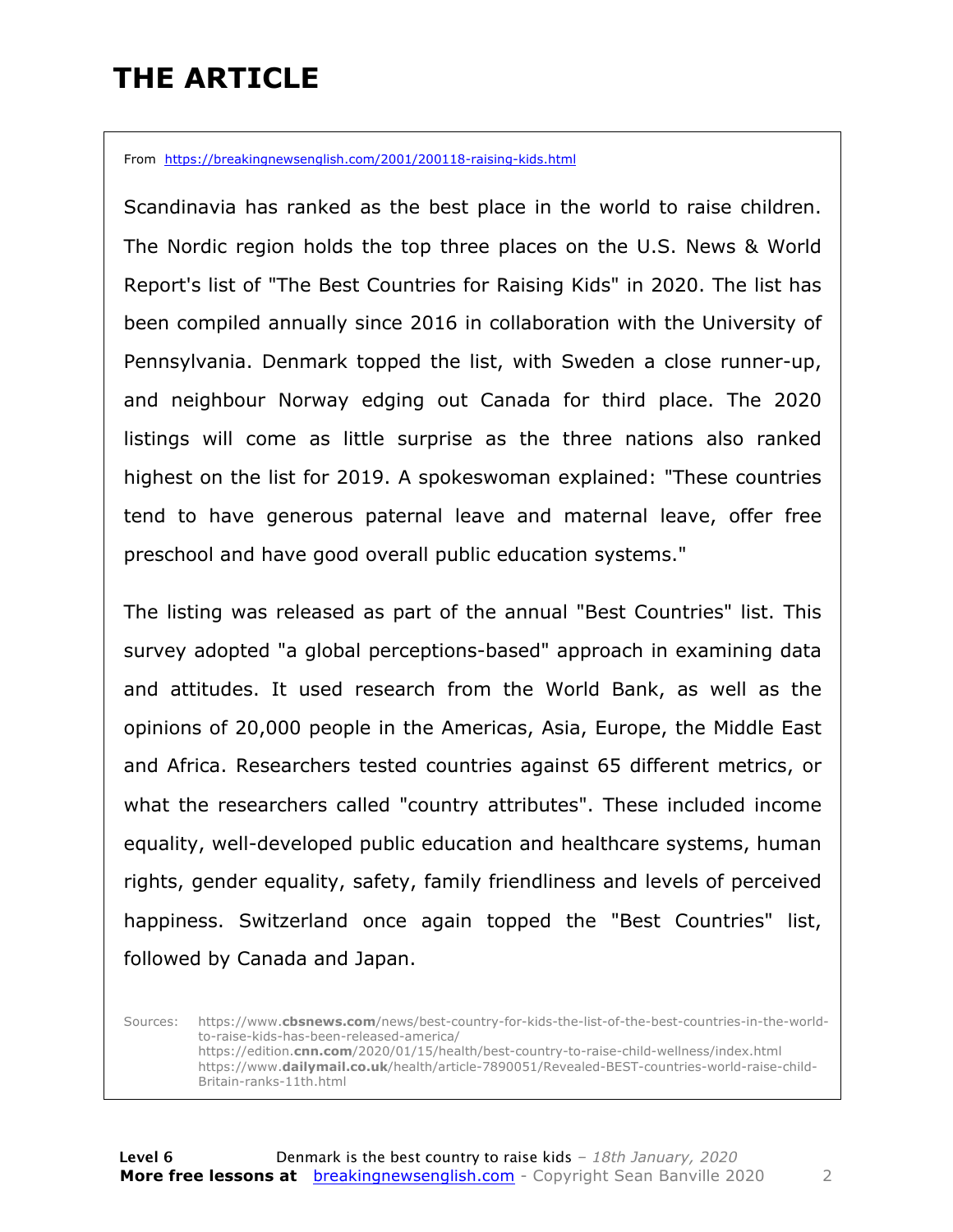# THE ARTICLE

From https://breakingnewsenglish.com/2001/200118-raising-kids.html

Scandinavia has ranked as the best place in the world to raise children. The Nordic region holds the top three places on the U.S. News & World Report's list of "The Best Countries for Raising Kids" in 2020. The list has been compiled annually since 2016 in collaboration with the University of Pennsylvania. Denmark topped the list, with Sweden a close runner-up, and neighbour Norway edging out Canada for third place. The 2020 listings will come as little surprise as the three nations also ranked highest on the list for 2019. A spokeswoman explained: "These countries tend to have generous paternal leave and maternal leave, offer free preschool and have good overall public education systems."

The listing was released as part of the annual "Best Countries" list. This survey adopted "a global perceptions-based" approach in examining data and attitudes. It used research from the World Bank, as well as the opinions of 20,000 people in the Americas, Asia, Europe, the Middle East and Africa. Researchers tested countries against 65 different metrics, or what the researchers called "country attributes". These included income equality, well-developed public education and healthcare systems, human rights, gender equality, safety, family friendliness and levels of perceived happiness. Switzerland once again topped the "Best Countries" list, followed by Canada and Japan.

Sources: https://www.cbsnews.com/news/best-country-for-kids-the-list-of-the-best-countries-in-the-world-to-raise-kids-has-been-released-america/
https://edition.cnn.com/2020/01/15/health/best-country-to-raise-child-wellness/index.html
https://www.dailymail.co.uk/health/article-7890051/Revealed-BEST-countries-world-raise-child-Britain-ranks-11th.html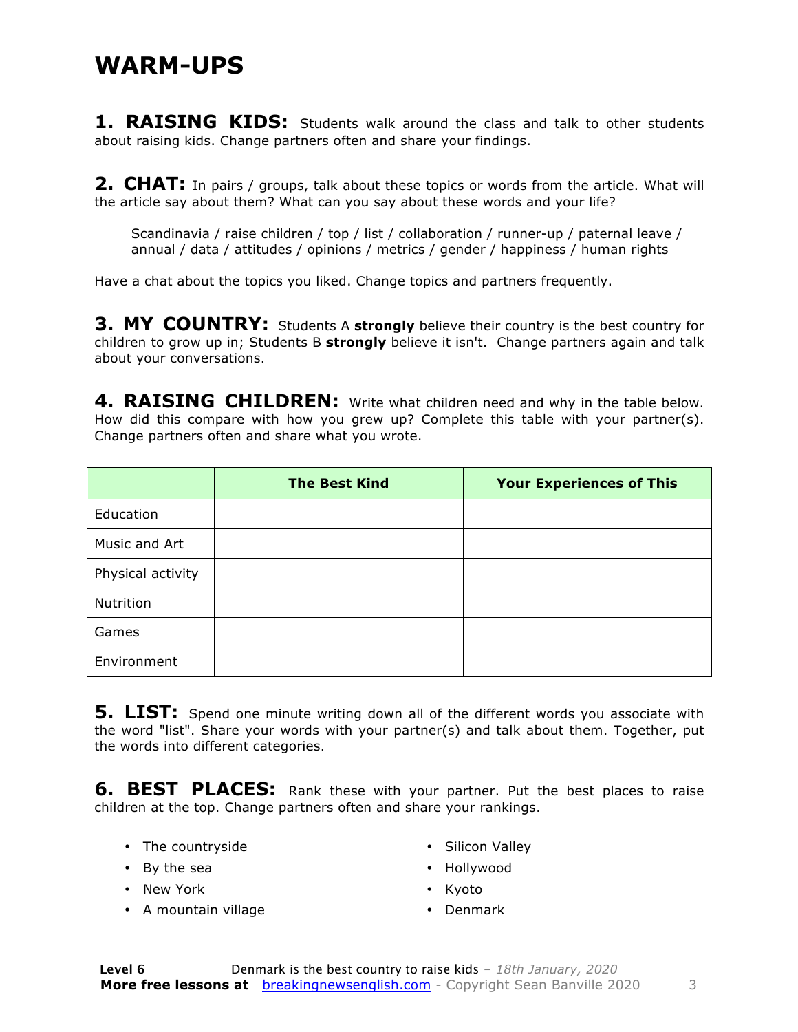# WARM-UPS

**1. RAISING KIDS:** Students walk around the class and talk to other students about raising kids. Change partners often and share your findings.

**2. CHAT:** In pairs / groups, talk about these topics or words from the article. What will the article say about them? What can you say about these words and your life?

> Scandinavia / raise children / top / list / collaboration / runner-up / paternal leave / annual / data / attitudes / opinions / metrics / gender / happiness / human rights

Have a chat about the topics you liked. Change topics and partners frequently.

**3. MY COUNTRY:** Students A **strongly** believe their country is the best country for children to grow up in; Students B **strongly** believe it isn't. Change partners again and talk about your conversations.

**4. RAISING CHILDREN:** Write what children need and why in the table below. How did this compare with how you grew up? Complete this table with your partner(s). Change partners often and share what you wrote.

| | The Best Kind | Your Experiences of This |
|---|---|---|
| Education | | |
| Music and Art | | |
| Physical activity | | |
| Nutrition | | |
| Games | | |
| Environment | | |

**5. LIST:** Spend one minute writing down all of the different words you associate with the word "list". Share your words with your partner(s) and talk about them. Together, put the words into different categories.

**6. BEST PLACES:** Rank these with your partner. Put the best places to raise children at the top. Change partners often and share your rankings.

- The countryside
- By the sea
- New York
- A mountain village
- Silicon Valley
- Hollywood
- Kyoto
- Denmark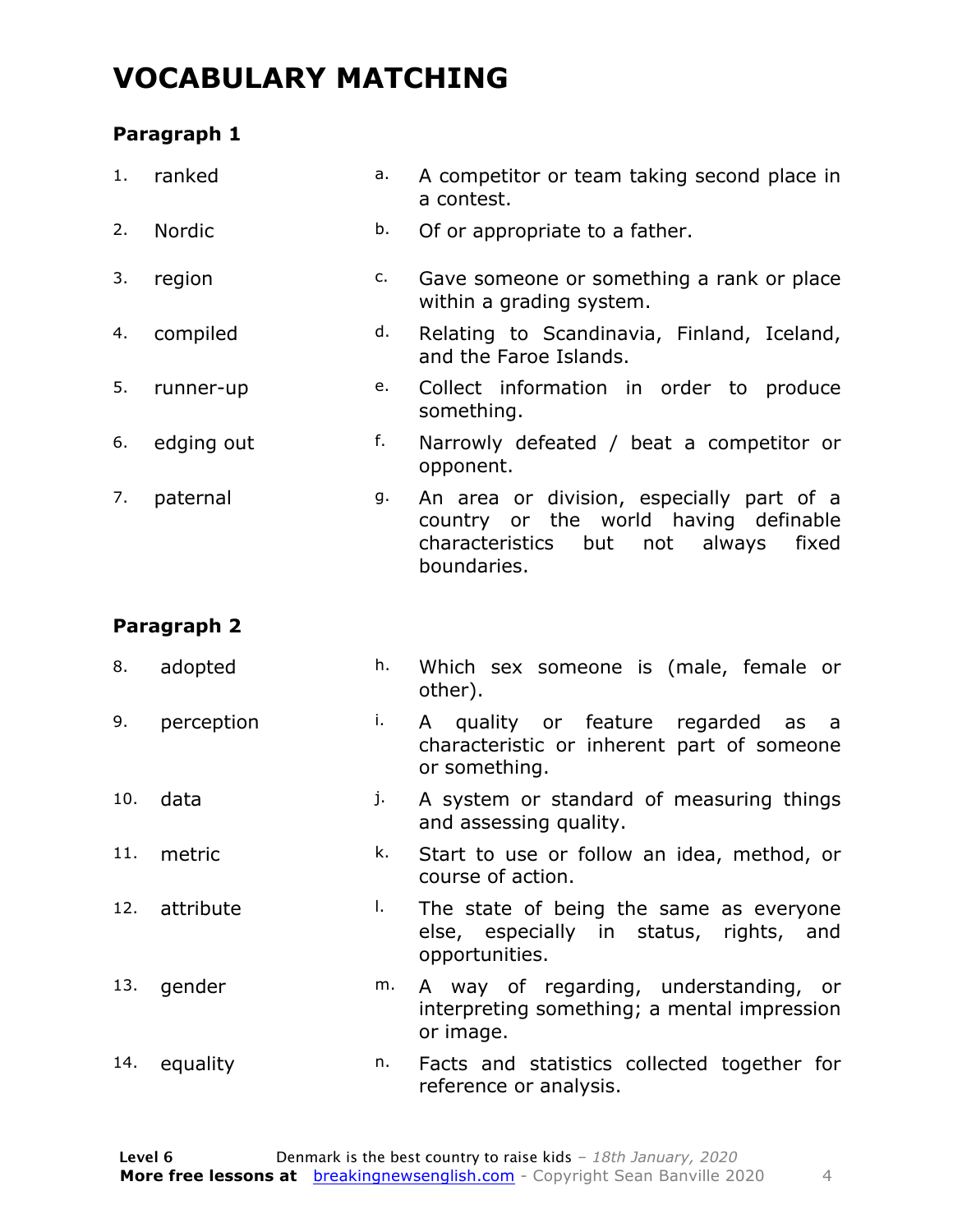# VOCABULARY MATCHING

### Paragraph 1

| | | | |
|---|---|---|---|
| 1. | ranked | a. | A competitor or team taking second place in a contest. |
| 2. | Nordic | b. | Of or appropriate to a father. |
| 3. | region | c. | Gave someone or something a rank or place within a grading system. |
| 4. | compiled | d. | Relating to Scandinavia, Finland, Iceland, and the Faroe Islands. |
| 5. | runner-up | e. | Collect information in order to produce something. |
| 6. | edging out | f. | Narrowly defeated / beat a competitor or opponent. |
| 7. | paternal | g. | An area or division, especially part of a country or the world having definable characteristics but not always fixed boundaries. |

### Paragraph 2

| | | | |
|---|---|---|---|
| 8. | adopted | h. | Which sex someone is (male, female or other). |
| 9. | perception | i. | A quality or feature regarded as a characteristic or inherent part of someone or something. |
| 10. | data | j. | A system or standard of measuring things and assessing quality. |
| 11. | metric | k. | Start to use or follow an idea, method, or course of action. |
| 12. | attribute | l. | The state of being the same as everyone else, especially in status, rights, and opportunities. |
| 13. | gender | m. | A way of regarding, understanding, or interpreting something; a mental impression or image. |
| 14. | equality | n. | Facts and statistics collected together for reference or analysis. |

**Level 6** Denmark is the best country to raise kids – *18th January, 2020*
**More free lessons at** breakingnewsenglish.com - Copyright Sean Banville 2020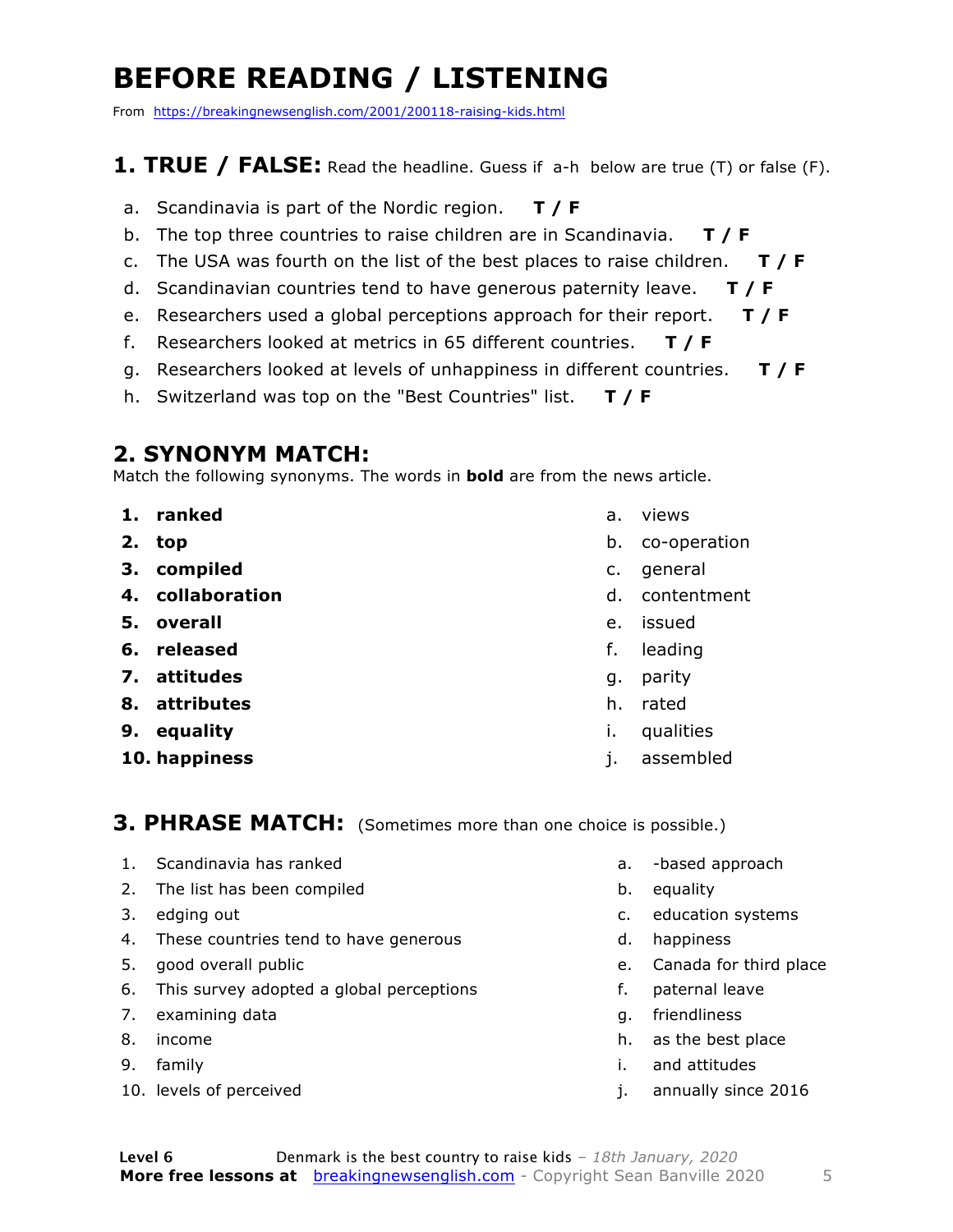# BEFORE READING / LISTENING

From https://breakingnewsenglish.com/2001/200118-raising-kids.html

## 1. TRUE / FALSE: Read the headline. Guess if a-h below are true (T) or false (F).

a. Scandinavia is part of the Nordic region. **T / F**

b. The top three countries to raise children are in Scandinavia. **T / F**

c. The USA was fourth on the list of the best places to raise children. **T / F**

d. Scandinavian countries tend to have generous paternity leave. **T / F**

e. Researchers used a global perceptions approach for their report. **T / F**

f. Researchers looked at metrics in 65 different countries. **T / F**

g. Researchers looked at levels of unhappiness in different countries. **T / F**

h. Switzerland was top on the "Best Countries" list. **T / F**

## 2. SYNONYM MATCH:

Match the following synonyms. The words in **bold** are from the news article.

1. **ranked**
2. **top**
3. **compiled**
4. **collaboration**
5. **overall**
6. **released**
7. **attitudes**
8. **attributes**
9. **equality**
10. **happiness**

a. views
b. co-operation
c. general
d. contentment
e. issued
f. leading
g. parity
h. rated
i. qualities
j. assembled

## 3. PHRASE MATCH: (Sometimes more than one choice is possible.)

1. Scandinavia has ranked
2. The list has been compiled
3. edging out
4. These countries tend to have generous
5. good overall public
6. This survey adopted a global perceptions
7. examining data
8. income
9. family
10. levels of perceived

a. -based approach
b. equality
c. education systems
d. happiness
e. Canada for third place
f. paternal leave
g. friendliness
h. as the best place
i. and attitudes
j. annually since 2016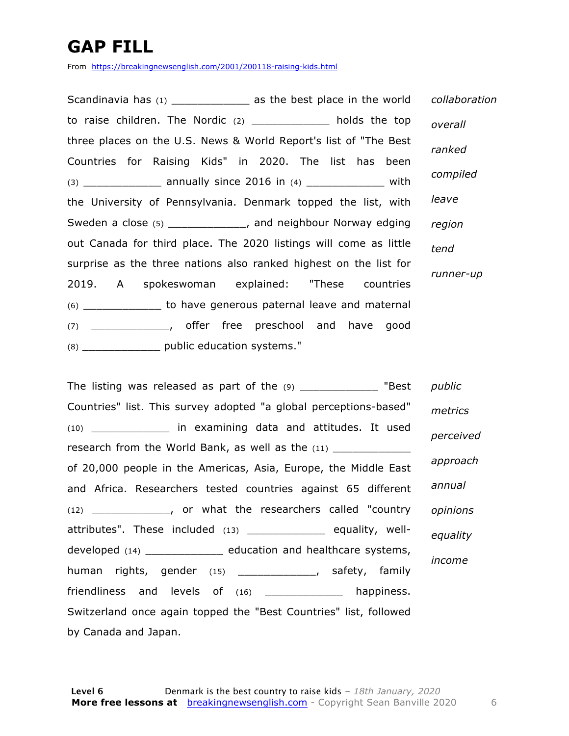# GAP FILL

From https://breakingnewsenglish.com/2001/200118-raising-kids.html

Scandinavia has (1) ____________ as the best place in the world to raise children. The Nordic (2) ____________ holds the top three places on the U.S. News & World Report's list of "The Best Countries for Raising Kids" in 2020. The list has been (3) ____________ annually since 2016 in (4) ____________ with the University of Pennsylvania. Denmark topped the list, with Sweden a close (5) ____________, and neighbour Norway edging out Canada for third place. The 2020 listings will come as little surprise as the three nations also ranked highest on the list for 2019. A spokeswoman explained: "These countries (6) ____________ to have generous paternal leave and maternal (7) ____________, offer free preschool and have good (8) ____________ public education systems."

*collaboration*
*overall*
*ranked*
*compiled*
*leave*
*region*
*tend*
*runner-up*

The listing was released as part of the (9) ____________ "Best Countries" list. This survey adopted "a global perceptions-based" (10) ____________ in examining data and attitudes. It used research from the World Bank, as well as the (11) ____________ of 20,000 people in the Americas, Asia, Europe, the Middle East and Africa. Researchers tested countries against 65 different (12) ____________, or what the researchers called "country attributes". These included (13) ____________ equality, well-developed (14) ____________ education and healthcare systems, human rights, gender (15) ____________, safety, family friendliness and levels of (16) ____________ happiness. Switzerland once again topped the "Best Countries" list, followed by Canada and Japan.

*public*
*metrics*
*perceived*
*approach*
*annual*
*opinions*
*equality*
*income*

**Level 6** Denmark is the best country to raise kids – *18th January, 2020*
**More free lessons at** breakingnewsenglish.com - Copyright Sean Banville 2020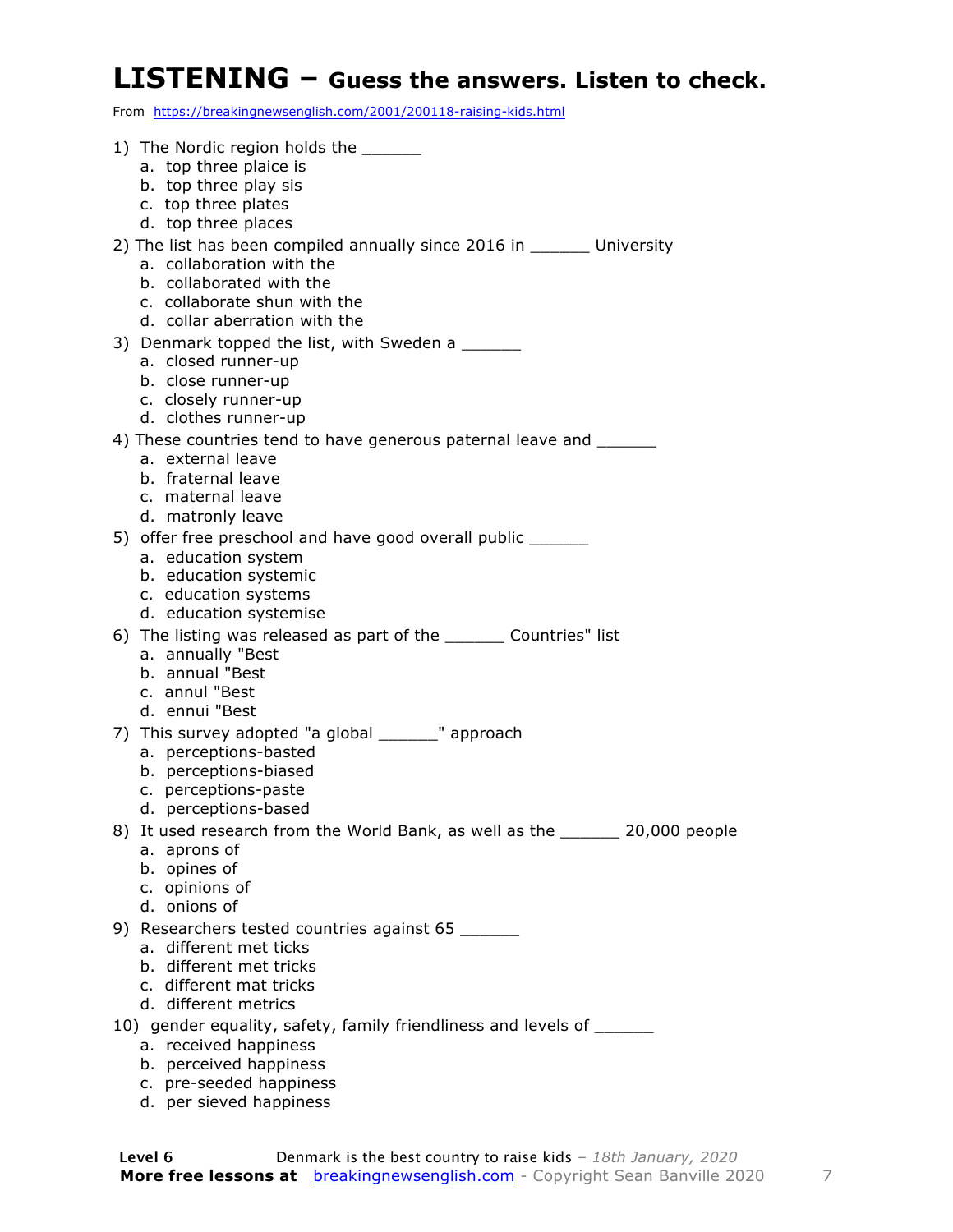# LISTENING – Guess the answers. Listen to check.

From https://breakingnewsenglish.com/2001/200118-raising-kids.html

1) The Nordic region holds the ______
   a. top three plaice is
   b. top three play sis
   c. top three plates
   d. top three places

2) The list has been compiled annually since 2016 in ______ University
   a. collaboration with the
   b. collaborated with the
   c. collaborate shun with the
   d. collar aberration with the

3) Denmark topped the list, with Sweden a ______
   a. closed runner-up
   b. close runner-up
   c. closely runner-up
   d. clothes runner-up

4) These countries tend to have generous paternal leave and ______
   a. external leave
   b. fraternal leave
   c. maternal leave
   d. matronly leave

5) offer free preschool and have good overall public ______
   a. education system
   b. education systemic
   c. education systems
   d. education systemise

6) The listing was released as part of the ______ Countries" list
   a. annually "Best
   b. annual "Best
   c. annul "Best
   d. ennui "Best

7) This survey adopted "a global ______" approach
   a. perceptions-basted
   b. perceptions-biased
   c. perceptions-paste
   d. perceptions-based

8) It used research from the World Bank, as well as the ______ 20,000 people
   a. aprons of
   b. opines of
   c. opinions of
   d. onions of

9) Researchers tested countries against 65 ______
   a. different met ticks
   b. different met tricks
   c. different mat tricks
   d. different metrics

10) gender equality, safety, family friendliness and levels of ______
   a. received happiness
   b. perceived happiness
   c. pre-seeded happiness
   d. per sieved happiness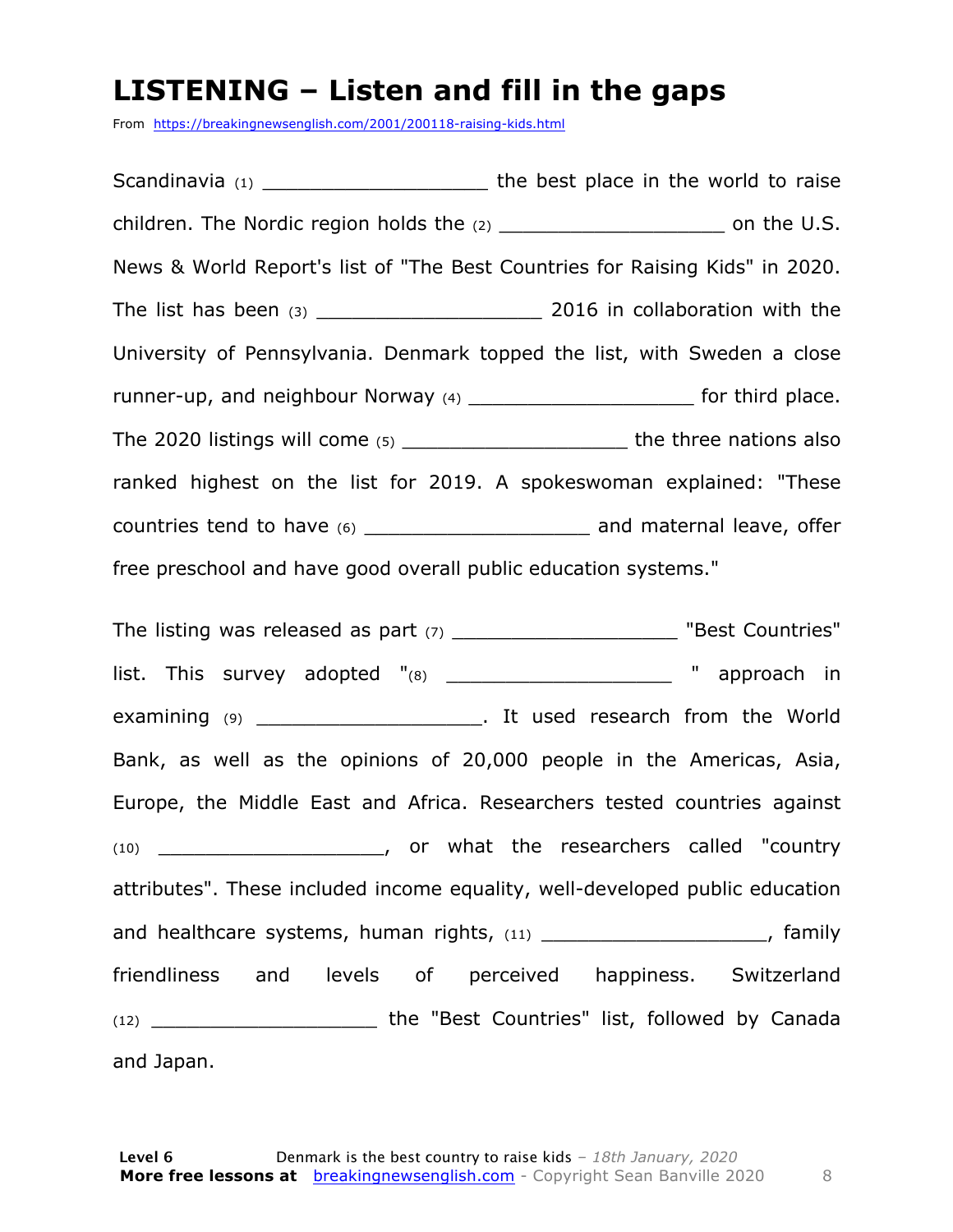# LISTENING – Listen and fill in the gaps

From https://breakingnewsenglish.com/2001/200118-raising-kids.html

Scandinavia (1) ___________________ the best place in the world to raise children. The Nordic region holds the (2) ___________________ on the U.S. News & World Report's list of "The Best Countries for Raising Kids" in 2020. The list has been (3) ___________________ 2016 in collaboration with the University of Pennsylvania. Denmark topped the list, with Sweden a close runner-up, and neighbour Norway (4) ___________________ for third place. The 2020 listings will come (5) ___________________ the three nations also ranked highest on the list for 2019. A spokeswoman explained: "These countries tend to have (6) ___________________ and maternal leave, offer free preschool and have good overall public education systems."

The listing was released as part (7) ___________________ "Best Countries" list. This survey adopted "(8) ___________________ " approach in examining (9) ___________________. It used research from the World Bank, as well as the opinions of 20,000 people in the Americas, Asia, Europe, the Middle East and Africa. Researchers tested countries against (10) ___________________, or what the researchers called "country attributes". These included income equality, well-developed public education and healthcare systems, human rights, (11) ___________________, family friendliness and levels of perceived happiness. Switzerland (12) ___________________ the "Best Countries" list, followed by Canada and Japan.

**Level 6** Denmark is the best country to raise kids – *18th January, 2020*
**More free lessons at** breakingnewsenglish.com - Copyright Sean Banville 2020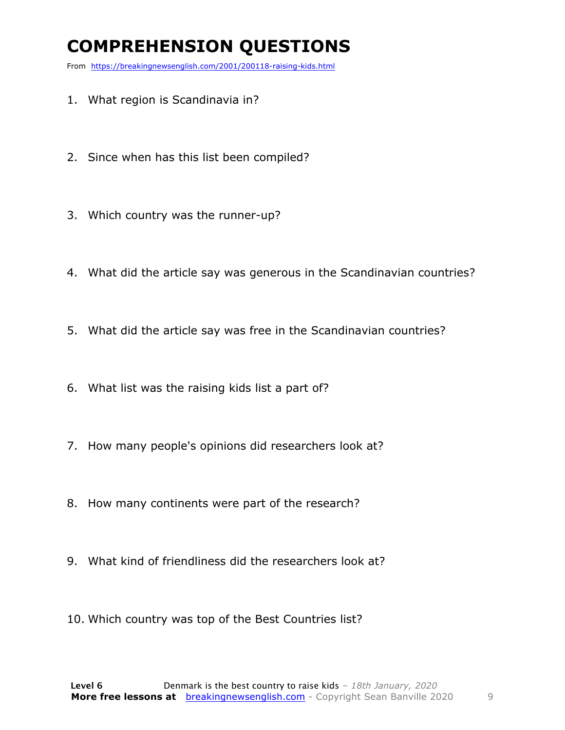# COMPREHENSION QUESTIONS

From https://breakingnewsenglish.com/2001/200118-raising-kids.html

1. What region is Scandinavia in?

2. Since when has this list been compiled?

3. Which country was the runner-up?

4. What did the article say was generous in the Scandinavian countries?

5. What did the article say was free in the Scandinavian countries?

6. What list was the raising kids list a part of?

7. How many people's opinions did researchers look at?

8. How many continents were part of the research?

9. What kind of friendliness did the researchers look at?

10. Which country was top of the Best Countries list?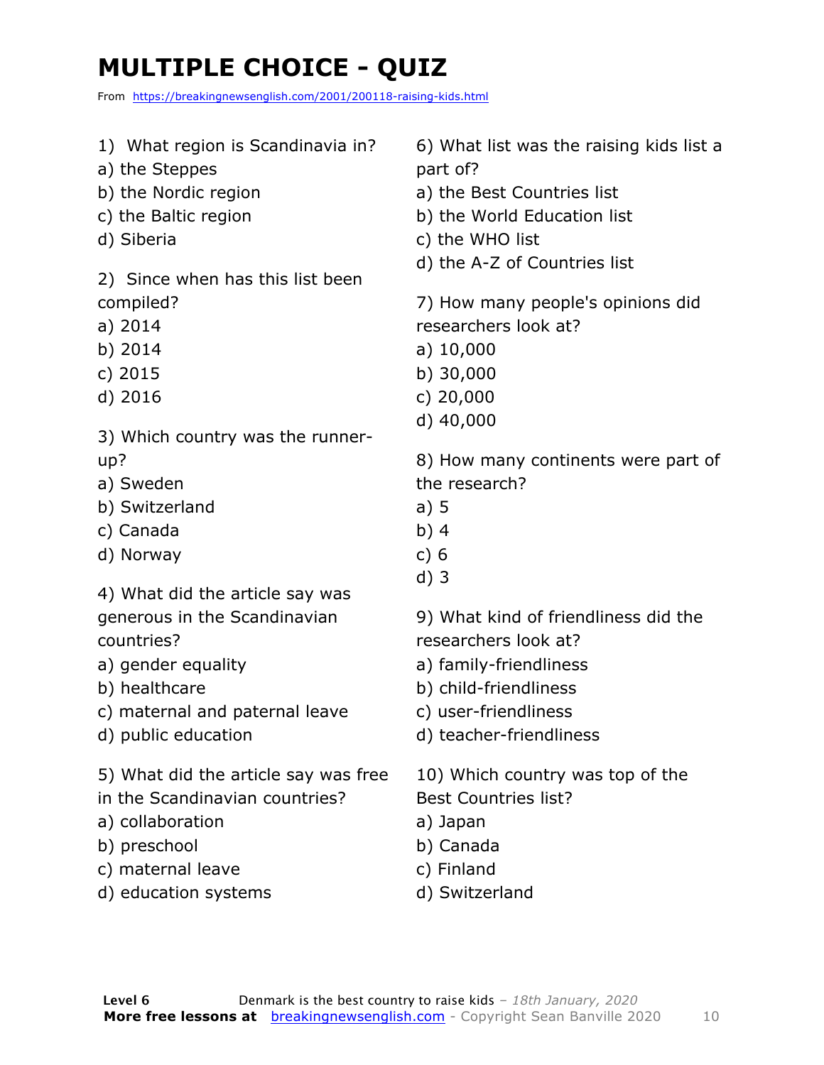# MULTIPLE CHOICE - QUIZ

From https://breakingnewsenglish.com/2001/200118-raising-kids.html

1) What region is Scandinavia in?
a) the Steppes
b) the Nordic region
c) the Baltic region
d) Siberia

2) Since when has this list been compiled?
a) 2014
b) 2014
c) 2015
d) 2016

3) Which country was the runner-up?
a) Sweden
b) Switzerland
c) Canada
d) Norway

4) What did the article say was generous in the Scandinavian countries?
a) gender equality
b) healthcare
c) maternal and paternal leave
d) public education

5) What did the article say was free in the Scandinavian countries?
a) collaboration
b) preschool
c) maternal leave
d) education systems

6) What list was the raising kids list a part of?
a) the Best Countries list
b) the World Education list
c) the WHO list
d) the A-Z of Countries list

7) How many people's opinions did researchers look at?
a) 10,000
b) 30,000
c) 20,000
d) 40,000

8) How many continents were part of the research?
a) 5
b) 4
c) 6
d) 3

9) What kind of friendliness did the researchers look at?
a) family-friendliness
b) child-friendliness
c) user-friendliness
d) teacher-friendliness

10) Which country was top of the Best Countries list?
a) Japan
b) Canada
c) Finland
d) Switzerland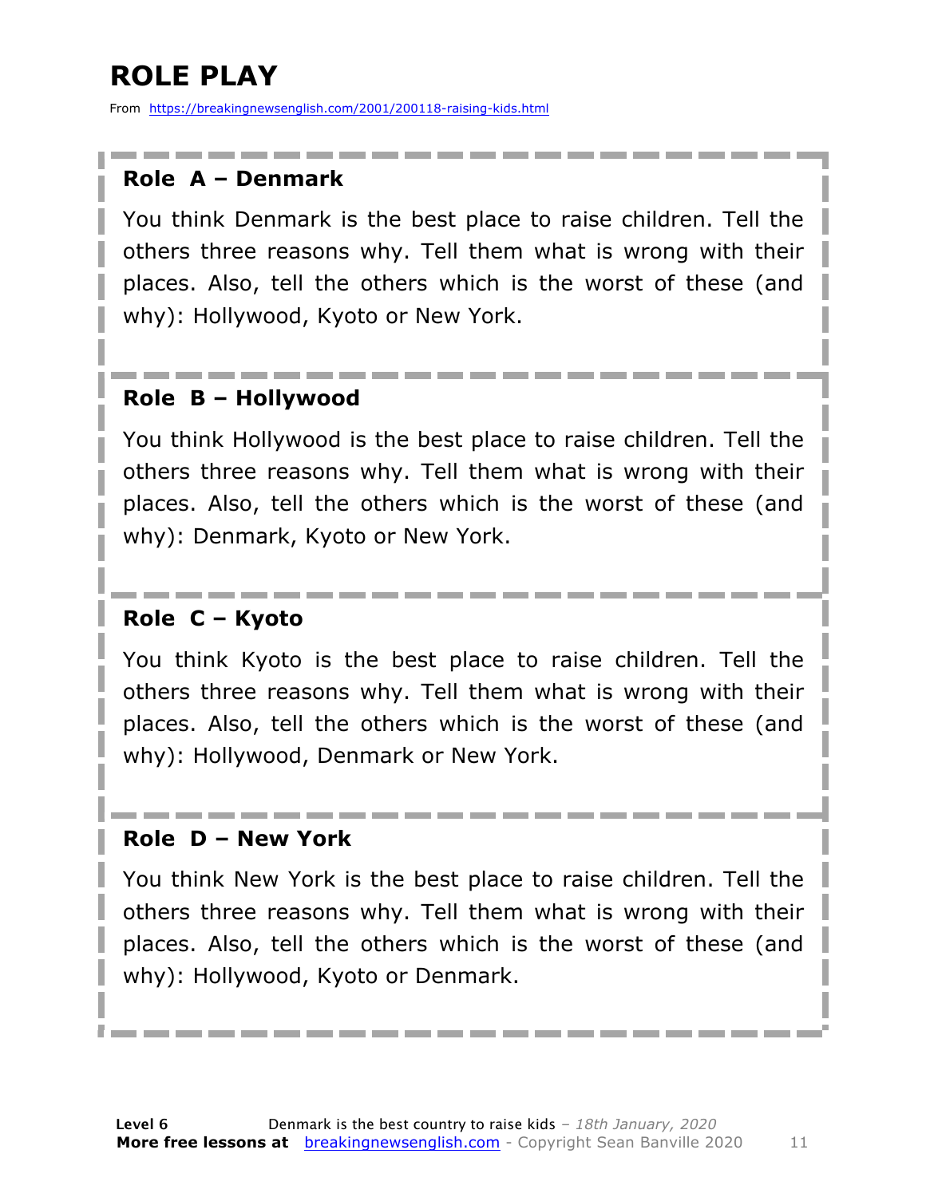# ROLE PLAY

From https://breakingnewsenglish.com/2001/200118-raising-kids.html

**Role A – Denmark**

You think Denmark is the best place to raise children. Tell the others three reasons why. Tell them what is wrong with their places. Also, tell the others which is the worst of these (and why): Hollywood, Kyoto or New York.

**Role B – Hollywood**

You think Hollywood is the best place to raise children. Tell the others three reasons why. Tell them what is wrong with their places. Also, tell the others which is the worst of these (and why): Denmark, Kyoto or New York.

**Role C – Kyoto**

You think Kyoto is the best place to raise children. Tell the others three reasons why. Tell them what is wrong with their places. Also, tell the others which is the worst of these (and why): Hollywood, Denmark or New York.

**Role D – New York**

You think New York is the best place to raise children. Tell the others three reasons why. Tell them what is wrong with their places. Also, tell the others which is the worst of these (and why): Hollywood, Kyoto or Denmark.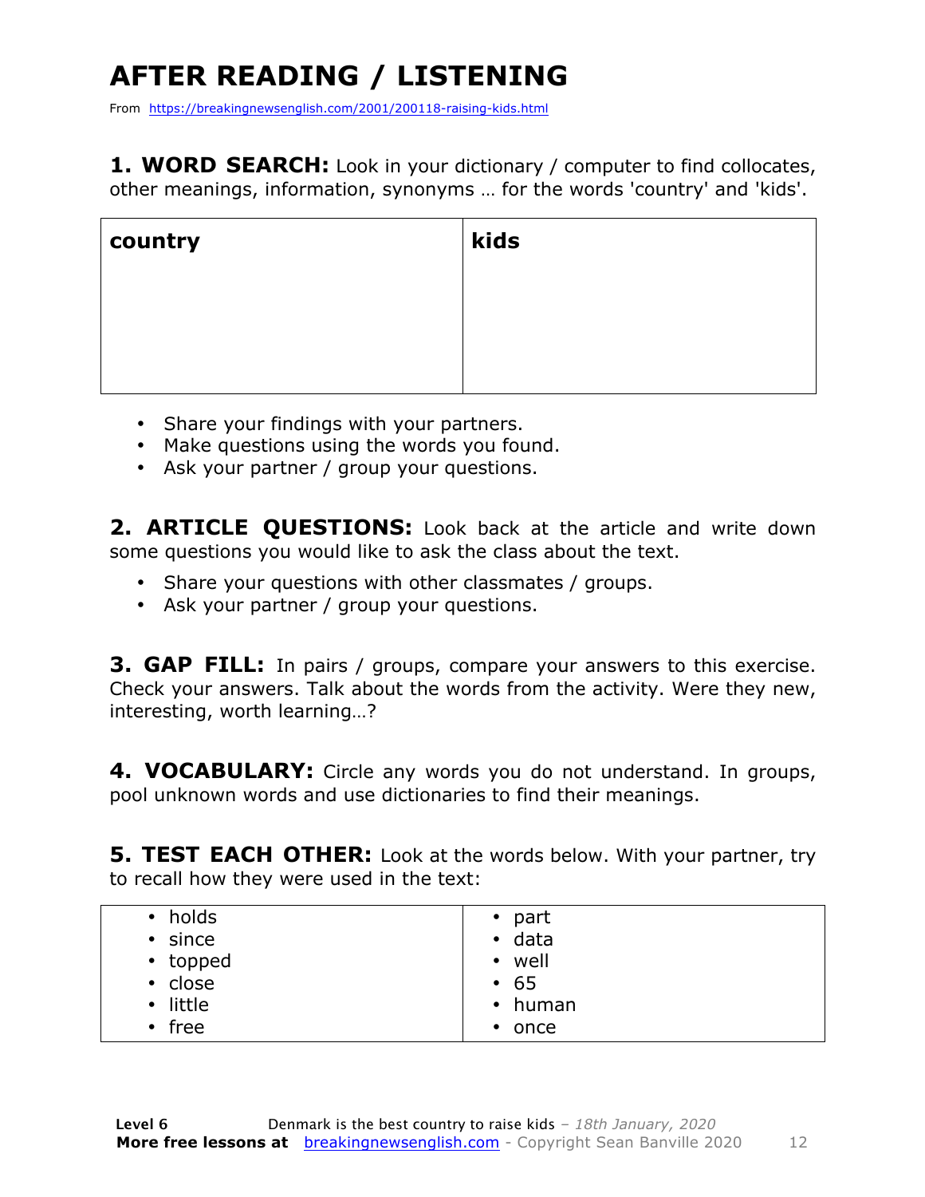# AFTER READING / LISTENING

From https://breakingnewsenglish.com/2001/200118-raising-kids.html

**1. WORD SEARCH:** Look in your dictionary / computer to find collocates, other meanings, information, synonyms … for the words 'country' and 'kids'.

| **country** | **kids** |
| --- | --- |
| | |

- Share your findings with your partners.
- Make questions using the words you found.
- Ask your partner / group your questions.

**2. ARTICLE QUESTIONS:** Look back at the article and write down some questions you would like to ask the class about the text.

- Share your questions with other classmates / groups.
- Ask your partner / group your questions.

**3. GAP FILL:** In pairs / groups, compare your answers to this exercise. Check your answers. Talk about the words from the activity. Were they new, interesting, worth learning…?

**4. VOCABULARY:** Circle any words you do not understand. In groups, pool unknown words and use dictionaries to find their meanings.

**5. TEST EACH OTHER:** Look at the words below. With your partner, try to recall how they were used in the text:

| | |
| --- | --- |
| • holds<br>• since<br>• topped<br>• close<br>• little<br>• free | • part<br>• data<br>• well<br>• 65<br>• human<br>• once |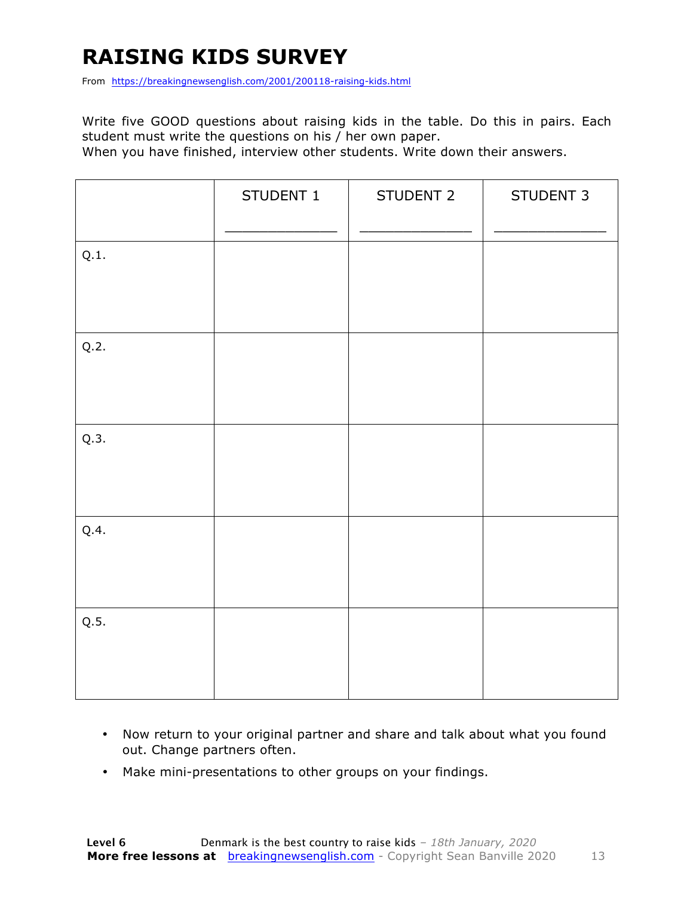# RAISING KIDS SURVEY

From https://breakingnewsenglish.com/2001/200118-raising-kids.html

Write five GOOD questions about raising kids in the table. Do this in pairs. Each student must write the questions on his / her own paper.

When you have finished, interview other students. Write down their answers.

| | STUDENT 1<br>_______________ | STUDENT 2<br>_______________ | STUDENT 3<br>_______________ |
|---|---|---|---|
| Q.1. | | | |
| Q.2. | | | |
| Q.3. | | | |
| Q.4. | | | |
| Q.5. | | | |

- Now return to your original partner and share and talk about what you found out. Change partners often.
- Make mini-presentations to other groups on your findings.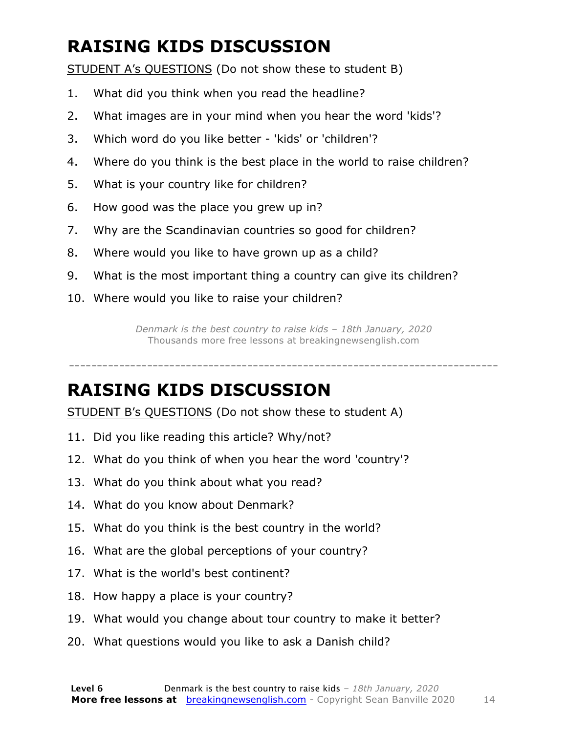# RAISING KIDS DISCUSSION

STUDENT A's QUESTIONS (Do not show these to student B)

1. What did you think when you read the headline?
2. What images are in your mind when you hear the word 'kids'?
3. Which word do you like better - 'kids' or 'children'?
4. Where do you think is the best place in the world to raise children?
5. What is your country like for children?
6. How good was the place you grew up in?
7. Why are the Scandinavian countries so good for children?
8. Where would you like to have grown up as a child?
9. What is the most important thing a country can give its children?
10. Where would you like to raise your children?

*Denmark is the best country to raise kids – 18th January, 2020*
Thousands more free lessons at breakingnewsenglish.com

---

# RAISING KIDS DISCUSSION

STUDENT B's QUESTIONS (Do not show these to student A)

11. Did you like reading this article? Why/not?
12. What do you think of when you hear the word 'country'?
13. What do you think about what you read?
14. What do you know about Denmark?
15. What do you think is the best country in the world?
16. What are the global perceptions of your country?
17. What is the world's best continent?
18. How happy a place is your country?
19. What would you change about tour country to make it better?
20. What questions would you like to ask a Danish child?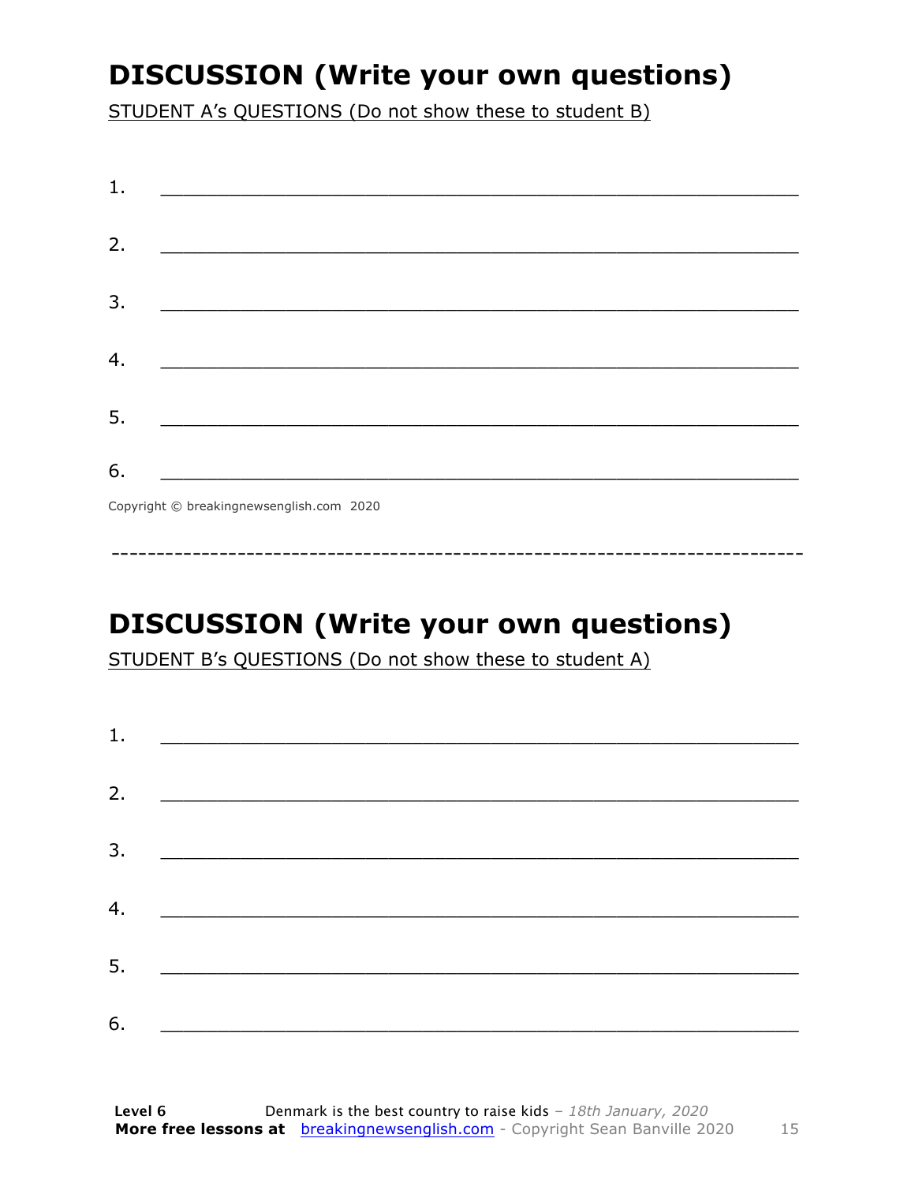# DISCUSSION (Write your own questions)

STUDENT A's QUESTIONS (Do not show these to student B)

1. ___________________________________________________________

2. ___________________________________________________________

3. ___________________________________________________________

4. ___________________________________________________________

5. ___________________________________________________________

6. ___________________________________________________________

Copyright © breakingnewsenglish.com 2020

---

# DISCUSSION (Write your own questions)

STUDENT B's QUESTIONS (Do not show these to student A)

1. ___________________________________________________________

2. ___________________________________________________________

3. ___________________________________________________________

4. ___________________________________________________________

5. ___________________________________________________________

6. ___________________________________________________________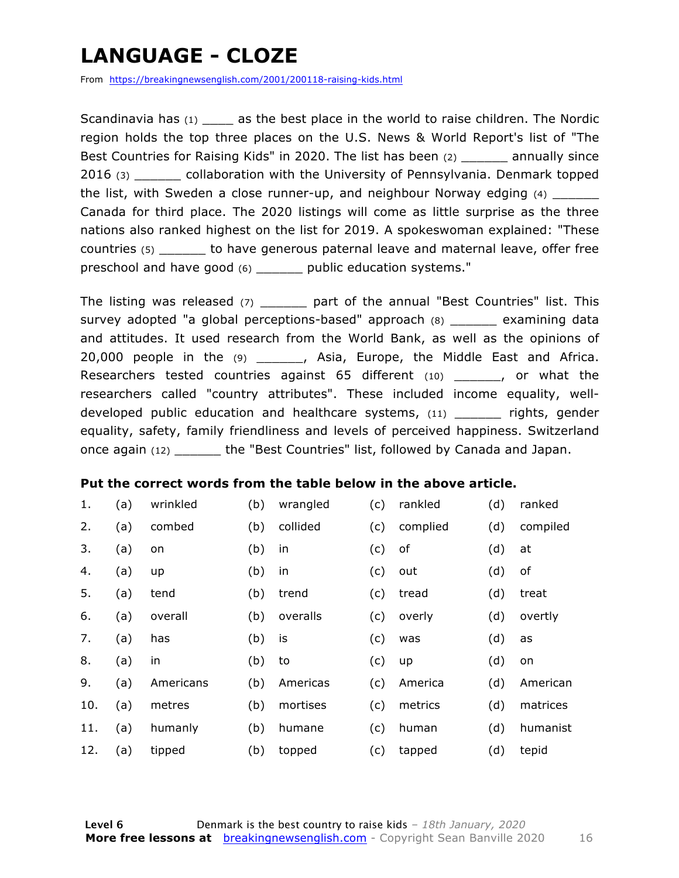# LANGUAGE - CLOZE

From https://breakingnewsenglish.com/2001/200118-raising-kids.html

Scandinavia has (1) ____ as the best place in the world to raise children. The Nordic region holds the top three places on the U.S. News & World Report's list of "The Best Countries for Raising Kids" in 2020. The list has been (2) ______ annually since 2016 (3) ______ collaboration with the University of Pennsylvania. Denmark topped the list, with Sweden a close runner-up, and neighbour Norway edging (4) ______ Canada for third place. The 2020 listings will come as little surprise as the three nations also ranked highest on the list for 2019. A spokeswoman explained: "These countries (5) ______ to have generous paternal leave and maternal leave, offer free preschool and have good (6) ______ public education systems."

The listing was released (7) ______ part of the annual "Best Countries" list. This survey adopted "a global perceptions-based" approach (8) ______ examining data and attitudes. It used research from the World Bank, as well as the opinions of 20,000 people in the (9) ______, Asia, Europe, the Middle East and Africa. Researchers tested countries against 65 different (10) ______, or what the researchers called "country attributes". These included income equality, well-developed public education and healthcare systems, (11) ______ rights, gender equality, safety, family friendliness and levels of perceived happiness. Switzerland once again (12) ______ the "Best Countries" list, followed by Canada and Japan.

**Put the correct words from the table below in the above article.**

| | | | | | | | | |
|---|---|---|---|---|---|---|---|---|
| 1. | (a) | wrinkled | (b) | wrangled | (c) | rankled | (d) | ranked |
| 2. | (a) | combed | (b) | collided | (c) | complied | (d) | compiled |
| 3. | (a) | on | (b) | in | (c) | of | (d) | at |
| 4. | (a) | up | (b) | in | (c) | out | (d) | of |
| 5. | (a) | tend | (b) | trend | (c) | tread | (d) | treat |
| 6. | (a) | overall | (b) | overalls | (c) | overly | (d) | overtly |
| 7. | (a) | has | (b) | is | (c) | was | (d) | as |
| 8. | (a) | in | (b) | to | (c) | up | (d) | on |
| 9. | (a) | Americans | (b) | Americas | (c) | America | (d) | American |
| 10. | (a) | metres | (b) | mortises | (c) | metrics | (d) | matrices |
| 11. | (a) | humanly | (b) | humane | (c) | human | (d) | humanist |
| 12. | (a) | tipped | (b) | topped | (c) | tapped | (d) | tepid |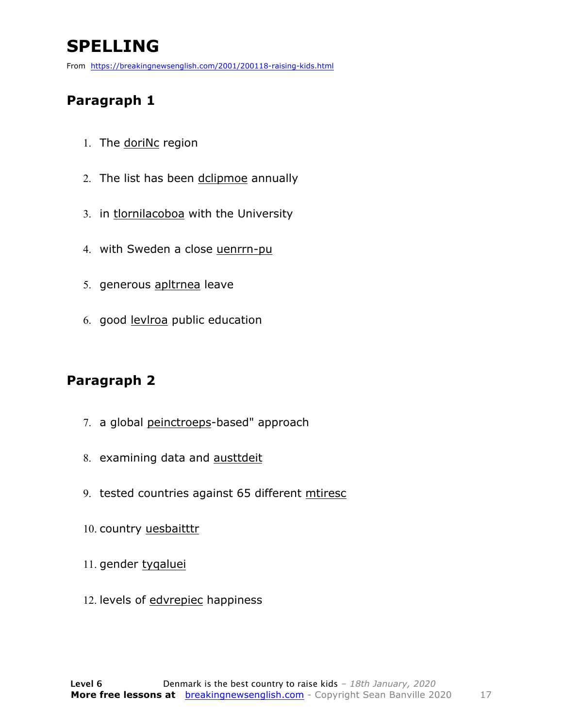# SPELLING

From https://breakingnewsenglish.com/2001/200118-raising-kids.html

## Paragraph 1

1. The doriNc region
2. The list has been dclipmoe annually
3. in tlornilacoboa with the University
4. with Sweden a close uenrrn-pu
5. generous apltrnea leave
6. good levlroa public education

## Paragraph 2

7. a global peinctroeps-based" approach
8. examining data and austtdeit
9. tested countries against 65 different mtiresc
10. country uesbaitttr
11. gender tyqaluei
12. levels of edvrepiec happiness

**Level 6** Denmark is the best country to raise kids – *18th January, 2020*
**More free lessons at** breakingnewsenglish.com - Copyright Sean Banville 2020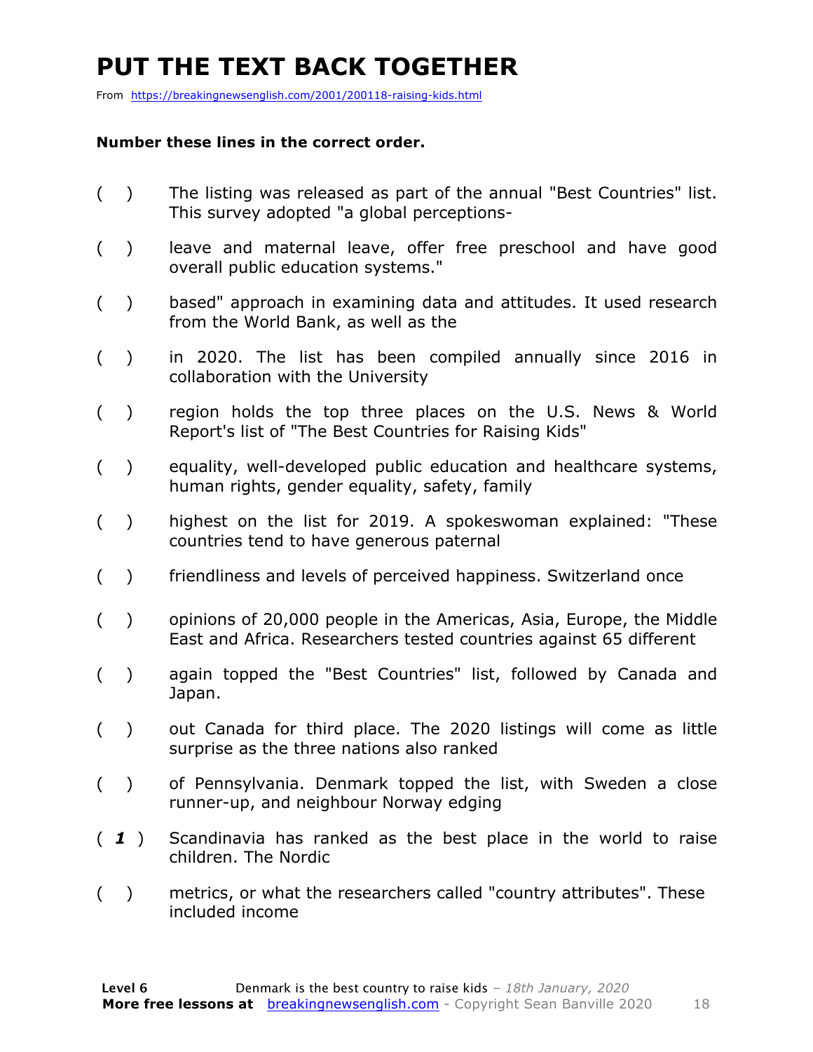# PUT THE TEXT BACK TOGETHER

From https://breakingnewsenglish.com/2001/200118-raising-kids.html

**Number these lines in the correct order.**

( ) The listing was released as part of the annual "Best Countries" list. This survey adopted "a global perceptions-

( ) leave and maternal leave, offer free preschool and have good overall public education systems."

( ) based" approach in examining data and attitudes. It used research from the World Bank, as well as the

( ) in 2020. The list has been compiled annually since 2016 in collaboration with the University

( ) region holds the top three places on the U.S. News & World Report's list of "The Best Countries for Raising Kids"

( ) equality, well-developed public education and healthcare systems, human rights, gender equality, safety, family

( ) highest on the list for 2019. A spokeswoman explained: "These countries tend to have generous paternal

( ) friendliness and levels of perceived happiness. Switzerland once

( ) opinions of 20,000 people in the Americas, Asia, Europe, the Middle East and Africa. Researchers tested countries against 65 different

( ) again topped the "Best Countries" list, followed by Canada and Japan.

( ) out Canada for third place. The 2020 listings will come as little surprise as the three nations also ranked

( ) of Pennsylvania. Denmark topped the list, with Sweden a close runner-up, and neighbour Norway edging

( ***1*** ) Scandinavia has ranked as the best place in the world to raise children. The Nordic

( ) metrics, or what the researchers called "country attributes". These included income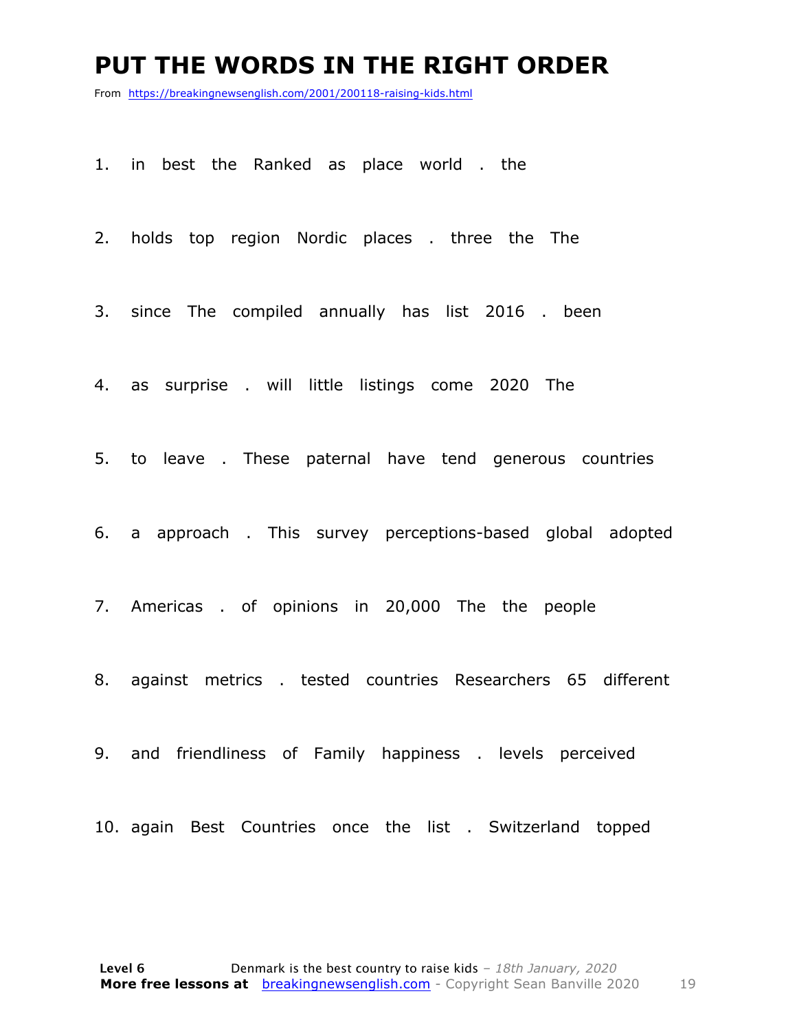# PUT THE WORDS IN THE RIGHT ORDER

From https://breakingnewsenglish.com/2001/200118-raising-kids.html

1. in best the Ranked as place world . the

2. holds top region Nordic places . three the The

3. since The compiled annually has list 2016 . been

4. as surprise . will little listings come 2020 The

5. to leave . These paternal have tend generous countries

6. a approach . This survey perceptions-based global adopted

7. Americas . of opinions in 20,000 The the people

8. against metrics . tested countries Researchers 65 different

9. and friendliness of Family happiness . levels perceived

10. again Best Countries once the list . Switzerland topped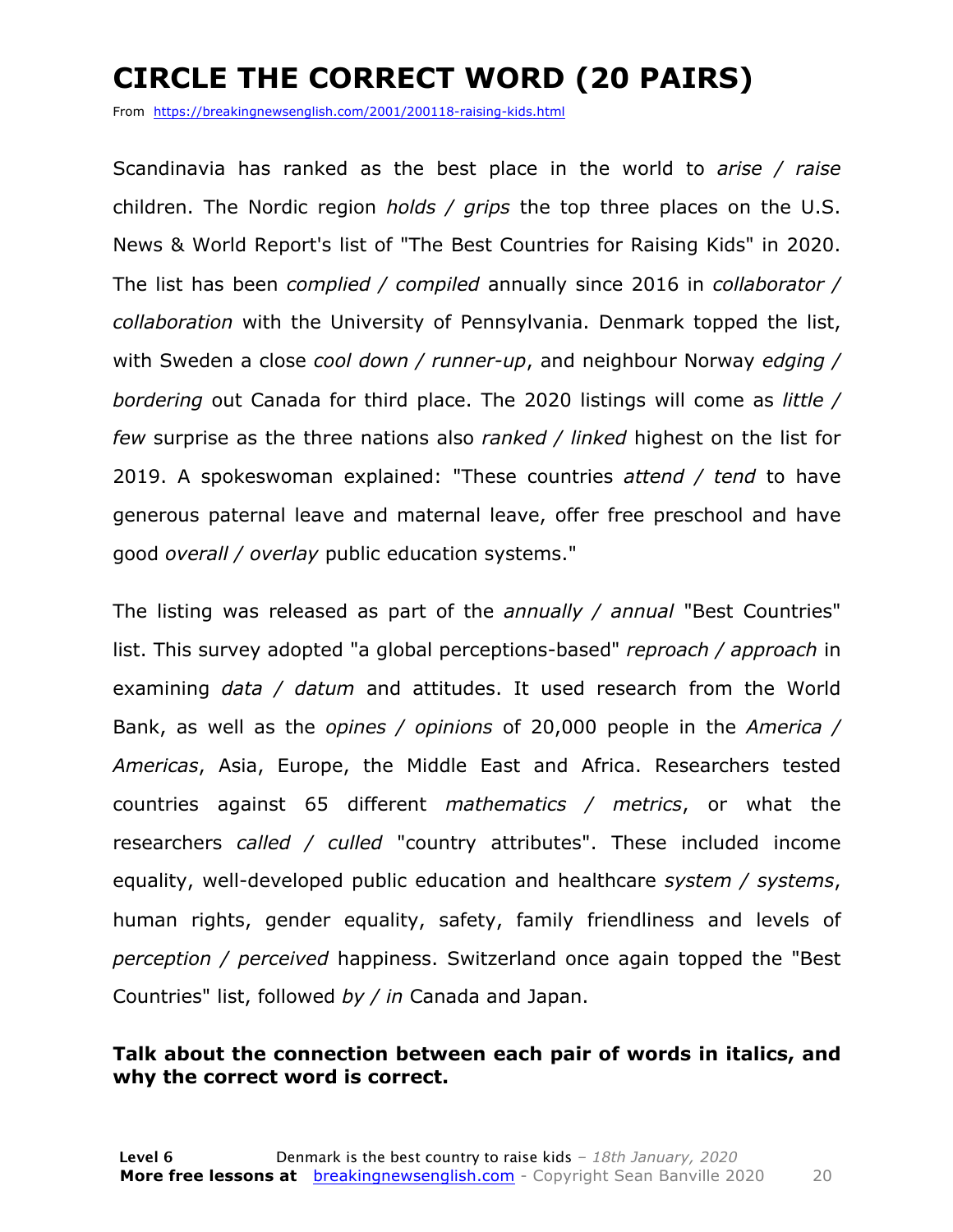# CIRCLE THE CORRECT WORD (20 PAIRS)

From https://breakingnewsenglish.com/2001/200118-raising-kids.html

Scandinavia has ranked as the best place in the world to *arise / raise* children. The Nordic region *holds / grips* the top three places on the U.S. News & World Report's list of "The Best Countries for Raising Kids" in 2020. The list has been *complied / compiled* annually since 2016 in *collaborator / collaboration* with the University of Pennsylvania. Denmark topped the list, with Sweden a close *cool down / runner-up*, and neighbour Norway *edging / bordering* out Canada for third place. The 2020 listings will come as *little / few* surprise as the three nations also *ranked / linked* highest on the list for 2019. A spokeswoman explained: "These countries *attend / tend* to have generous paternal leave and maternal leave, offer free preschool and have good *overall / overlay* public education systems."

The listing was released as part of the *annually / annual* "Best Countries" list. This survey adopted "a global perceptions-based" *reproach / approach* in examining *data / datum* and attitudes. It used research from the World Bank, as well as the *opines / opinions* of 20,000 people in the *America / Americas*, Asia, Europe, the Middle East and Africa. Researchers tested countries against 65 different *mathematics / metrics*, or what the researchers *called / culled* "country attributes". These included income equality, well-developed public education and healthcare *system / systems*, human rights, gender equality, safety, family friendliness and levels of *perception / perceived* happiness. Switzerland once again topped the "Best Countries" list, followed *by / in* Canada and Japan.

**Talk about the connection between each pair of words in italics, and why the correct word is correct.**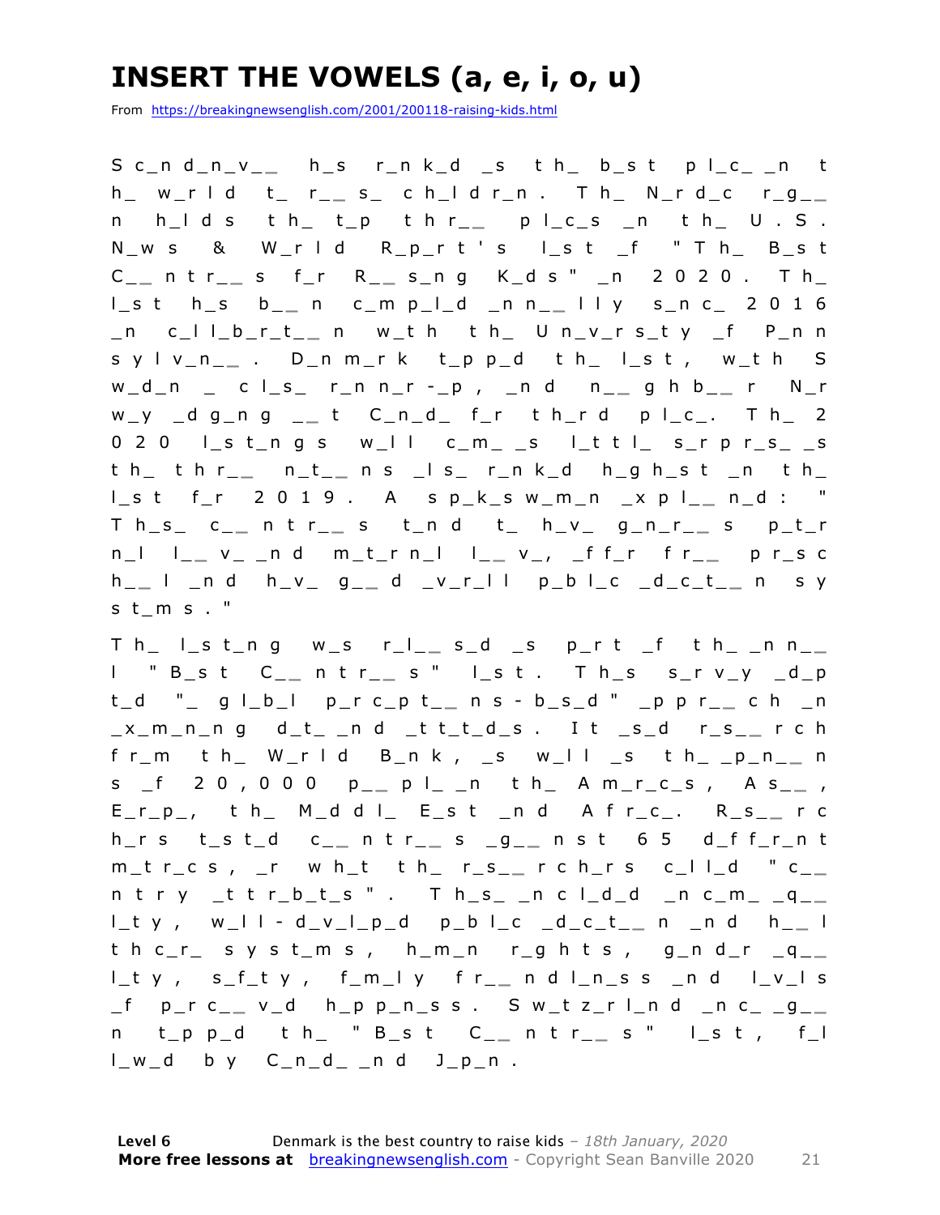# INSERT THE VOWELS (a, e, i, o, u)

From https://breakingnewsenglish.com/2001/200118-raising-kids.html

S c_n d_n_v_ _ h_s r_n k_d _s t h_ b_s t p l_c_ _n t h_ w_r l d t_ r_ _ s_ c h_l d r_n . T h_ N_r d_c r_g_ _ n h_l d s t h_ t_p t h r_ _ p l_c_s _n t h_ U . S . N_w s & W_r l d R_p_r t ' s l_s t _f " T h_ B_s t C_ _ n t r_ _ s f_r R_ _ s_n g K_d s " _n 2 0 2 0 . T h_ l_s t h_s b_ _ n c_m p_l_d _n n_ _ l l y s_n c_ 2 0 1 6 _n c_l l_b_r_t_ _ n w_t h t h_ U n_v_r s_t y _f P_n n s y l v_n_ _ . D_n m_r k t_p p_d t h_ l_s t , w_t h S w_d_n _ c l_s_ r_n n_r -_p , _n d n_ _ g h b_ _ r N_r w_y _d g_n g _ _ t C_n_d_ f_r t h_r d p l_c_. T h_ 2 0 2 0 l_s t_n g s w_l l c_m_ _s l_t t l_ s_r p r_s_ _s t h_ t h r_ _ n_t_ _ n s _l s_ r_n k_d h_g h_s t _n t h_ l_s t f_r 2 0 1 9 . A s p_k_s w_m_n _x p l_ _ n_d : " T h_s_ c_ _ n t r_ _ s t_n d t_ h_v_ g_n_r_ _ s p_t_r n_l l_ _ v_ _n d m_t_r n_l l_ _ v_, _f f_r f r_ _ p r_s c h_ _ l _n d h_v_ g_ _ d _v_r_l l p_b l_c _d_c_t_ _ n s y s t_m s . "

T h_ l_s t_n g w_s r_l_ _ s_d _s p_r t _f t h_ _n n_ _ l " B_s t C_ _ n t r_ _ s " l_s t . T h_s s_r v_y _d_p t_d "_ g l_b_l p_r c_p t_ _ n s - b_s_d " _p p r_ _ c h _n _x_m_n_n g d_t_ _n d _t t_t_d_s . I t _s_d r_s_ _ r c h f r_m t h_ W_r l d B_n k , _s w_l l _s t h_ _p_n_ _ n s _f 2 0 , 0 0 0 p_ _ p l_ _n t h_ A m_r_c_s , A s_ _ , E_r_p_, t h_ M_d d l_ E_s t _n d A f r_c_. R_s_ _ r c h_r s t_s t_d c_ _ n t r_ _ s _g_ _ n s t 6 5 d_f f_r_n t m_t r_c s , _r w h_t t h_ r_s_ _ r c h_r s c_l l_d " c_ _ n t r y _t t r_b_t_s " . T h_s_ _n c l_d_d _n c_m_ _q_ _ l_t y , w_l l - d_v_l_p_d p_b l_c _d_c_t_ _ n _n d h_ _ l t h c_r_ s y s t_m s , h_m_n r_g h t s , g_n d_r _q_ _ l_t y , s_f_t y , f_m_l y f r_ _ n d l_n_s s _n d l_v_l s _f p_r c_ _ v_d h_p p_n_s s . S w_t z_r l_n d _n c_ _g_ _ n t_p p_d t h_ " B_s t C_ _ n t r_ _ s " l_s t , f_l l_w_d b y C_n_d_ _n d J_p_n .

**Level 6** Denmark is the best country to raise kids – *18th January, 2020*
**More free lessons at** breakingnewsenglish.com - Copyright Sean Banville 2020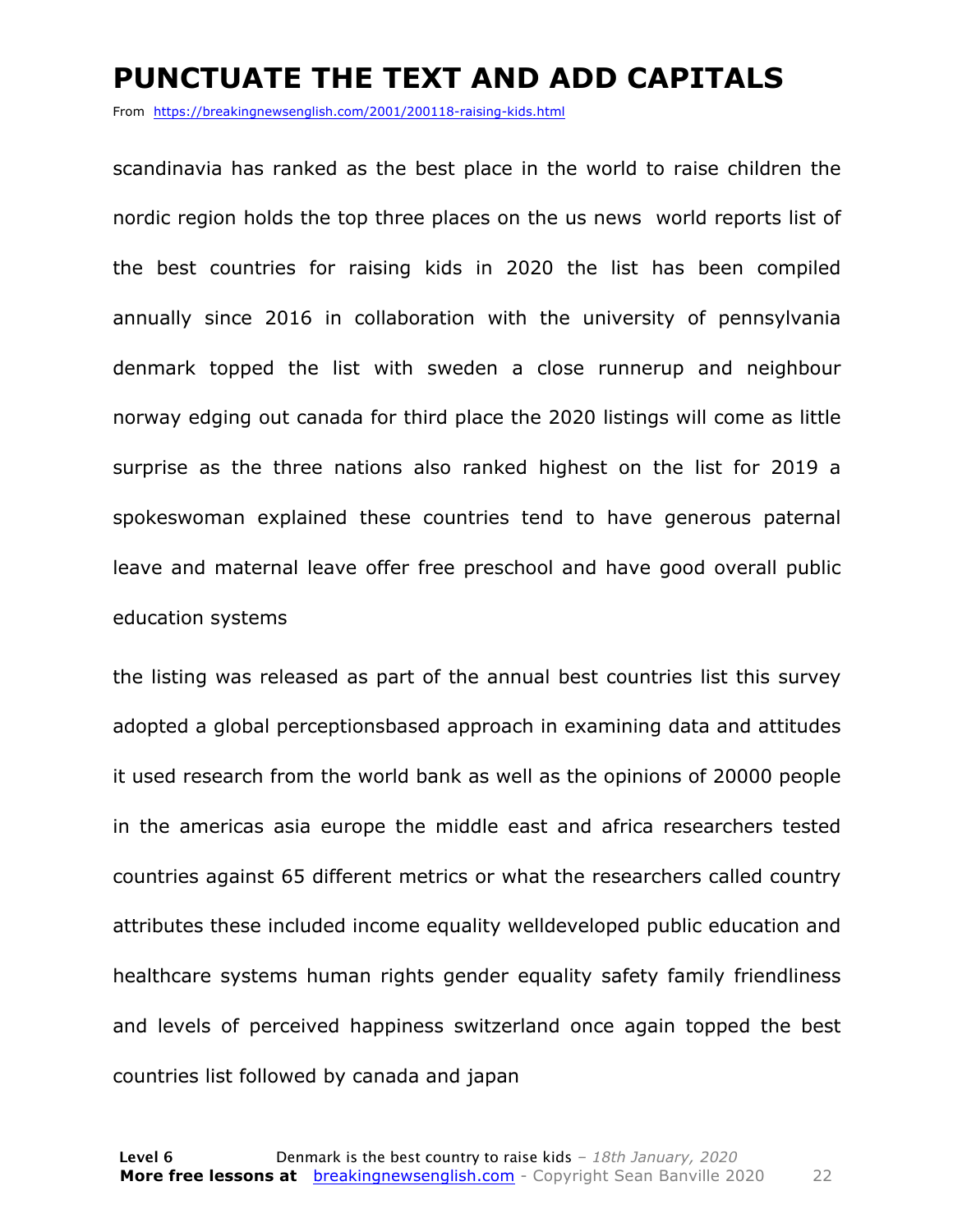# PUNCTUATE THE TEXT AND ADD CAPITALS

From https://breakingnewsenglish.com/2001/200118-raising-kids.html

scandinavia has ranked as the best place in the world to raise children the nordic region holds the top three places on the us news  world reports list of the best countries for raising kids in 2020 the list has been compiled annually since 2016 in collaboration with the university of pennsylvania denmark topped the list with sweden a close runnerup and neighbour norway edging out canada for third place the 2020 listings will come as little surprise as the three nations also ranked highest on the list for 2019 a spokeswoman explained these countries tend to have generous paternal leave and maternal leave offer free preschool and have good overall public education systems

the listing was released as part of the annual best countries list this survey adopted a global perceptionsbased approach in examining data and attitudes it used research from the world bank as well as the opinions of 20000 people in the americas asia europe the middle east and africa researchers tested countries against 65 different metrics or what the researchers called country attributes these included income equality welldeveloped public education and healthcare systems human rights gender equality safety family friendliness and levels of perceived happiness switzerland once again topped the best countries list followed by canada and japan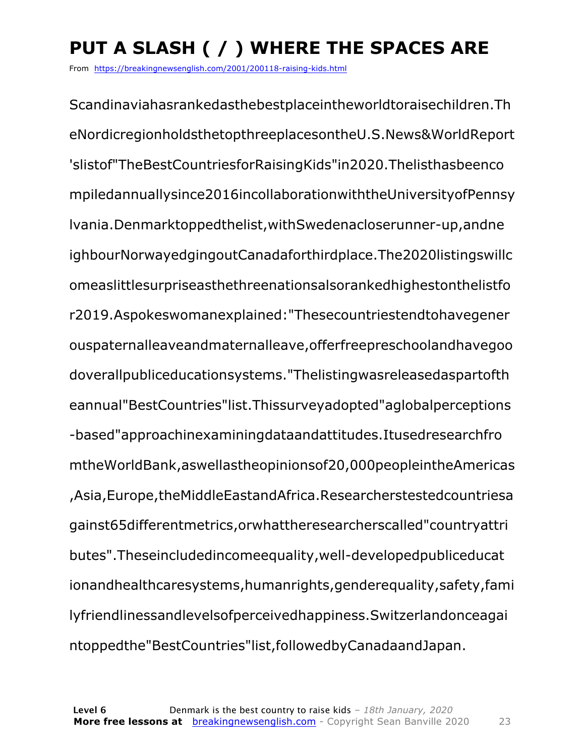# PUT A SLASH ( / ) WHERE THE SPACES ARE

From https://breakingnewsenglish.com/2001/200118-raising-kids.html

Scandinaviahasrankedasthebestplaceintheworldtoraisechildren.TheNordicregionholdsthetopthreeplacesontheU.S.News&WorldReport'slistof"TheBestCountriesforRaisingKids"in2020.Thelisthasbeencompiledannuallysince2016incollaborationwiththeUniversityofPennsylvania.Denmarktoppedthelist,withSwedenacloserunner-up,andneighbourNorwayedgingoutCanadaforthirdplace.The2020listingswillcomeaslittlesurpriseasthethreenationsalsorankedhighestonthelistfor2019.Aspokeswomanexplained:"Thesecountriestendtohavegenerouspaternalleaveandmaternalleave,offerfreepreschoolandhavegoodoverallpubliceducationsystems."Thelistingwasreleasedaspartoftheannual"BestCountries"list.Thissurveyadopted"aglobalperceptions-based"approachinexaminingdataandattitudes.ItusedresearchfromtheWorldBank,aswellastheopinionsof20,000peopleintheAmericas,Asia,Europe,theMiddleEastandAfrica.Researcherstestedcountriesagainst65differentmetrics,orwhattheresearcherscalled"countryattributes".Theseincludedincomeequality,well-developedpubliceducationandhealthcaresystems,humanrights,genderequality,safety,familyfriendlinessandlevelsofperceivedhappiness.Switzerlandonceagaintoppedthe"BestCountries"list,followedbyCanadaandJapan.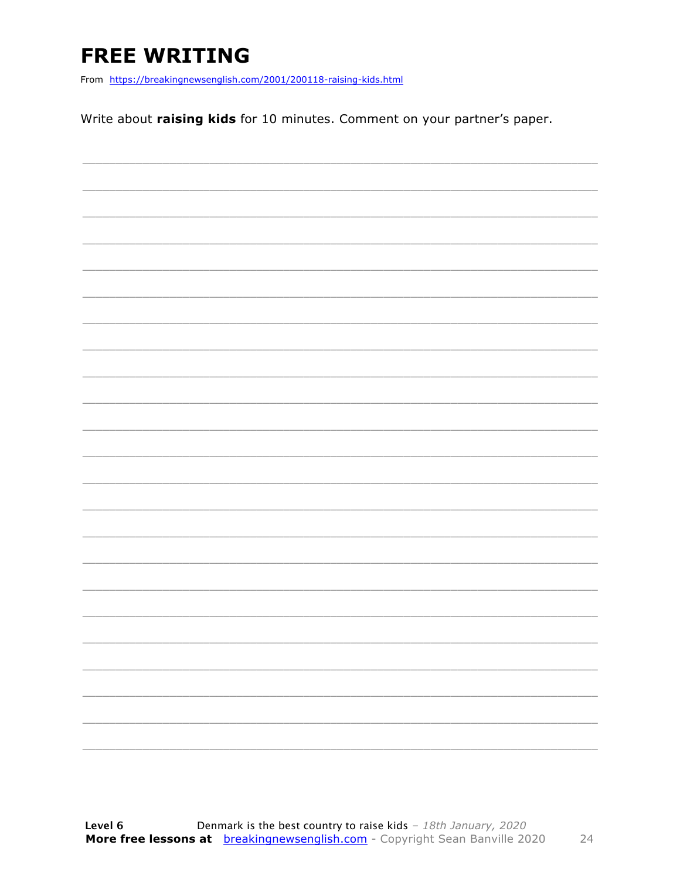# FREE WRITING

From https://breakingnewsenglish.com/2001/200118-raising-kids.html

Write about **raising kids** for 10 minutes. Comment on your partner's paper.

_______________________________________________________________________________

_______________________________________________________________________________

_______________________________________________________________________________

_______________________________________________________________________________

_______________________________________________________________________________

_______________________________________________________________________________

_______________________________________________________________________________

_______________________________________________________________________________

_______________________________________________________________________________

_______________________________________________________________________________

_______________________________________________________________________________

_______________________________________________________________________________

_______________________________________________________________________________

_______________________________________________________________________________

_______________________________________________________________________________

_______________________________________________________________________________

_______________________________________________________________________________

_______________________________________________________________________________

_______________________________________________________________________________

_______________________________________________________________________________

_______________________________________________________________________________

_______________________________________________________________________________

_______________________________________________________________________________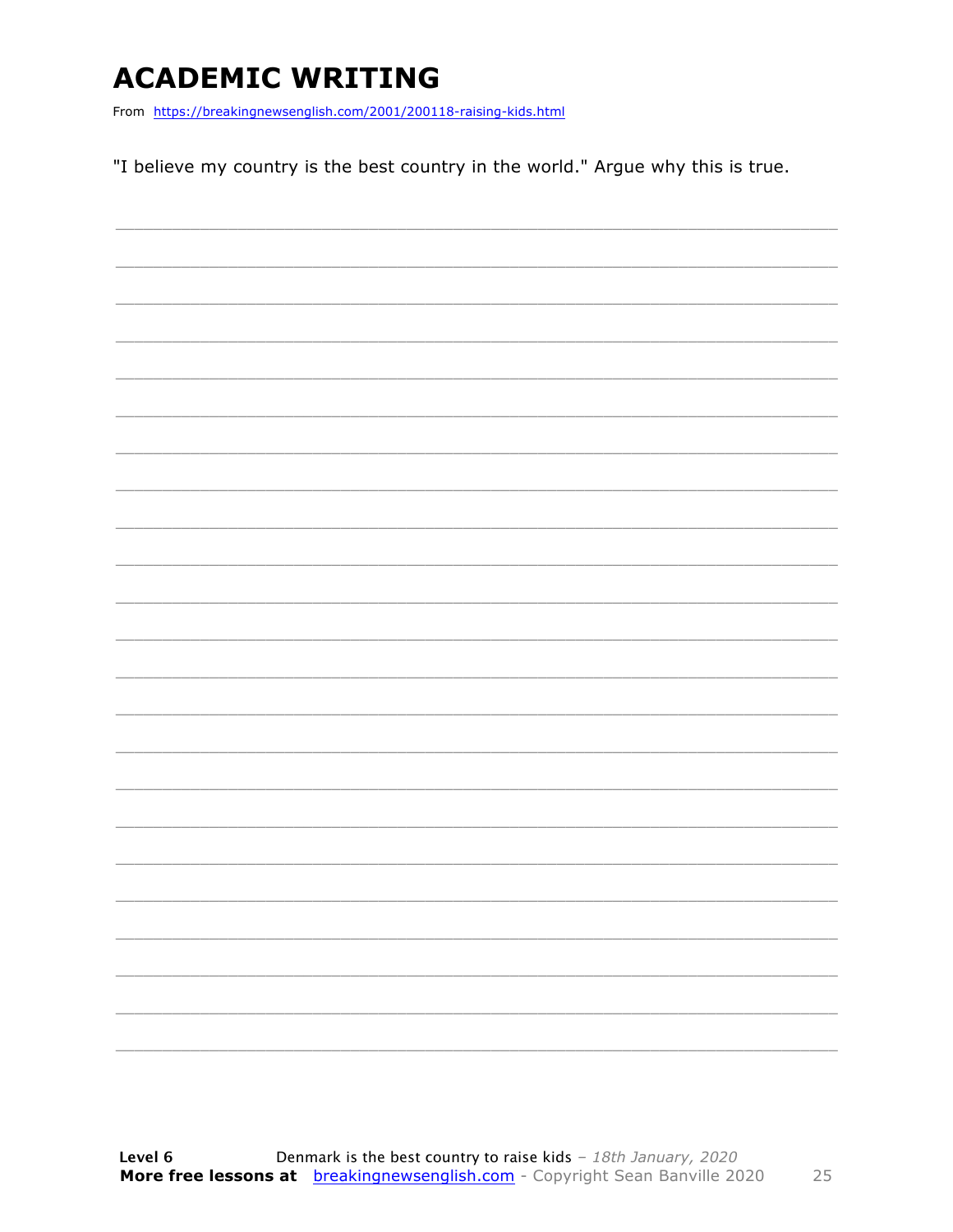# ACADEMIC WRITING

From https://breakingnewsenglish.com/2001/200118-raising-kids.html

"I believe my country is the best country in the world." Argue why this is true.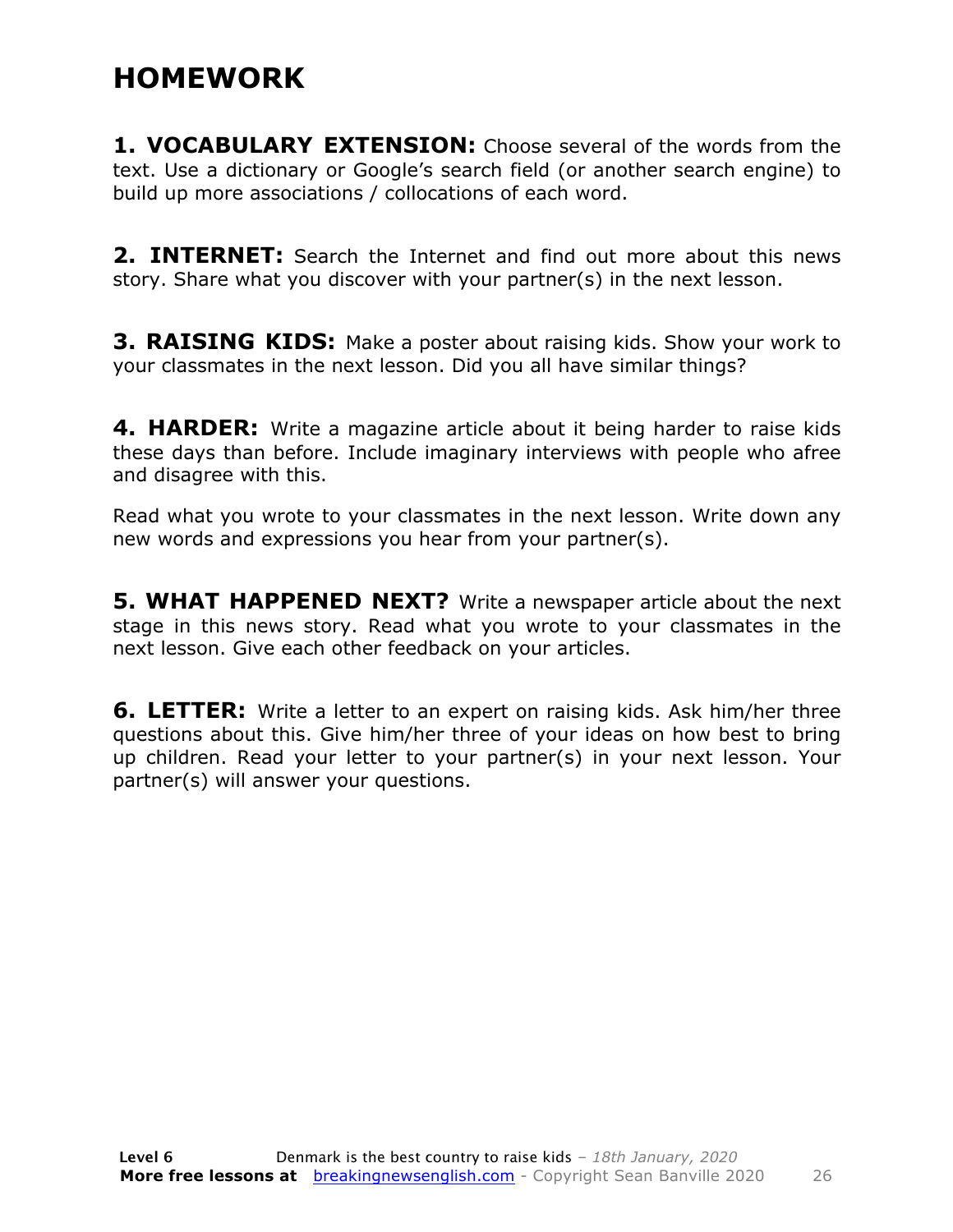# HOMEWORK

**1. VOCABULARY EXTENSION:** Choose several of the words from the text. Use a dictionary or Google's search field (or another search engine) to build up more associations / collocations of each word.

**2. INTERNET:** Search the Internet and find out more about this news story. Share what you discover with your partner(s) in the next lesson.

**3. RAISING KIDS:** Make a poster about raising kids. Show your work to your classmates in the next lesson. Did you all have similar things?

**4. HARDER:** Write a magazine article about it being harder to raise kids these days than before. Include imaginary interviews with people who afree and disagree with this.

Read what you wrote to your classmates in the next lesson. Write down any new words and expressions you hear from your partner(s).

**5. WHAT HAPPENED NEXT?** Write a newspaper article about the next stage in this news story. Read what you wrote to your classmates in the next lesson. Give each other feedback on your articles.

**6. LETTER:** Write a letter to an expert on raising kids. Ask him/her three questions about this. Give him/her three of your ideas on how best to bring up children. Read your letter to your partner(s) in your next lesson. Your partner(s) will answer your questions.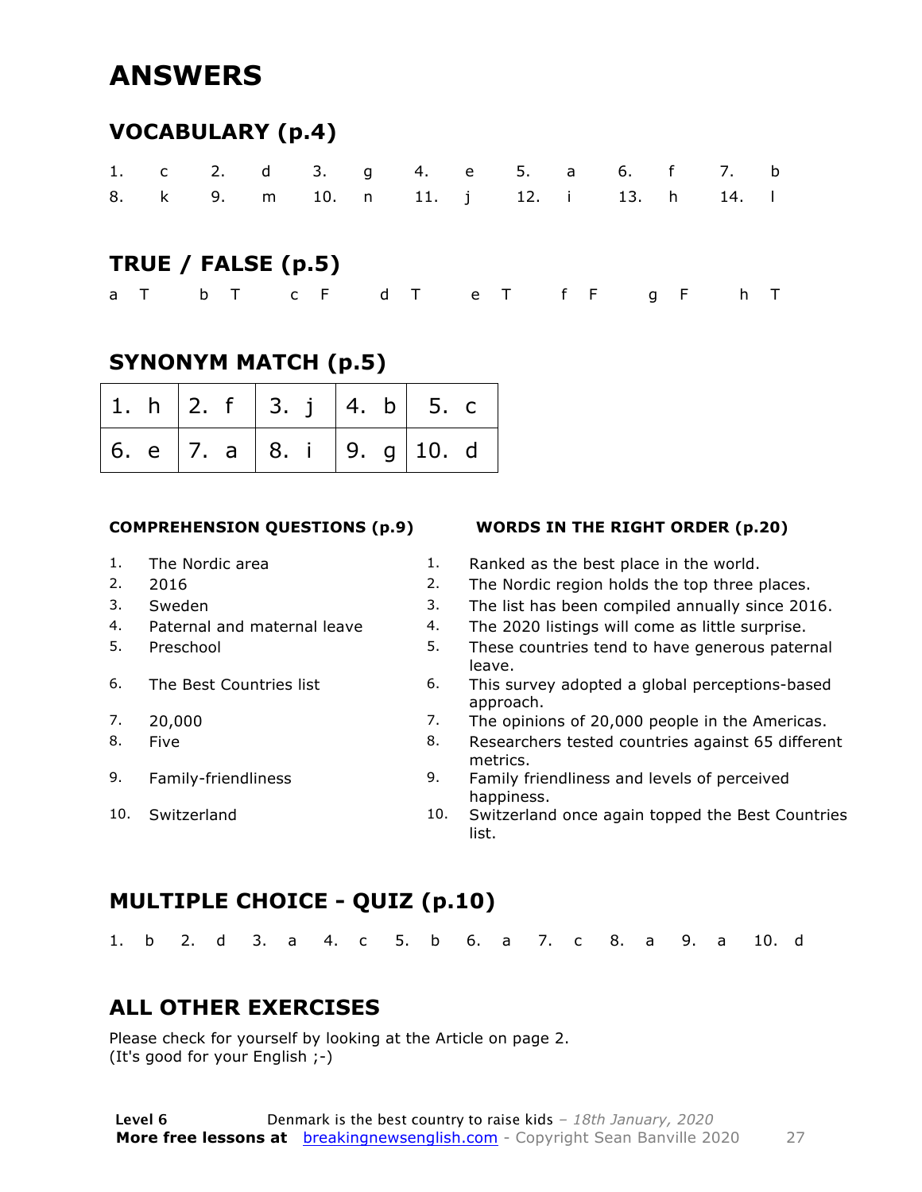# ANSWERS

## VOCABULARY (p.4)

| | | | | | | |
|---|---|---|---|---|---|---|
| 1. c | 2. d | 3. g | 4. e | 5. a | 6. f | 7. b |
| 8. k | 9. m | 10. n | 11. j | 12. i | 13. h | 14. l |

## TRUE / FALSE (p.5)

a T b T c F d T e T f F g F h T

## SYNONYM MATCH (p.5)

| | | | | |
|---|---|---|---|---|
| 1. h | 2. f | 3. j | 4. b | 5. c |
| 6. e | 7. a | 8. i | 9. g | 10. d |

### COMPREHENSION QUESTIONS (p.9)

1. The Nordic area
2. 2016
3. Sweden
4. Paternal and maternal leave
5. Preschool
6. The Best Countries list
7. 20,000
8. Five
9. Family-friendliness
10. Switzerland

### WORDS IN THE RIGHT ORDER (p.20)

1. Ranked as the best place in the world.
2. The Nordic region holds the top three places.
3. The list has been compiled annually since 2016.
4. The 2020 listings will come as little surprise.
5. These countries tend to have generous paternal leave.
6. This survey adopted a global perceptions-based approach.
7. The opinions of 20,000 people in the Americas.
8. Researchers tested countries against 65 different metrics.
9. Family friendliness and levels of perceived happiness.
10. Switzerland once again topped the Best Countries list.

## MULTIPLE CHOICE - QUIZ (p.10)

1. b 2. d 3. a 4. c 5. b 6. a 7. c 8. a 9. a 10. d

## ALL OTHER EXERCISES

Please check for yourself by looking at the Article on page 2.
(It's good for your English ;-)